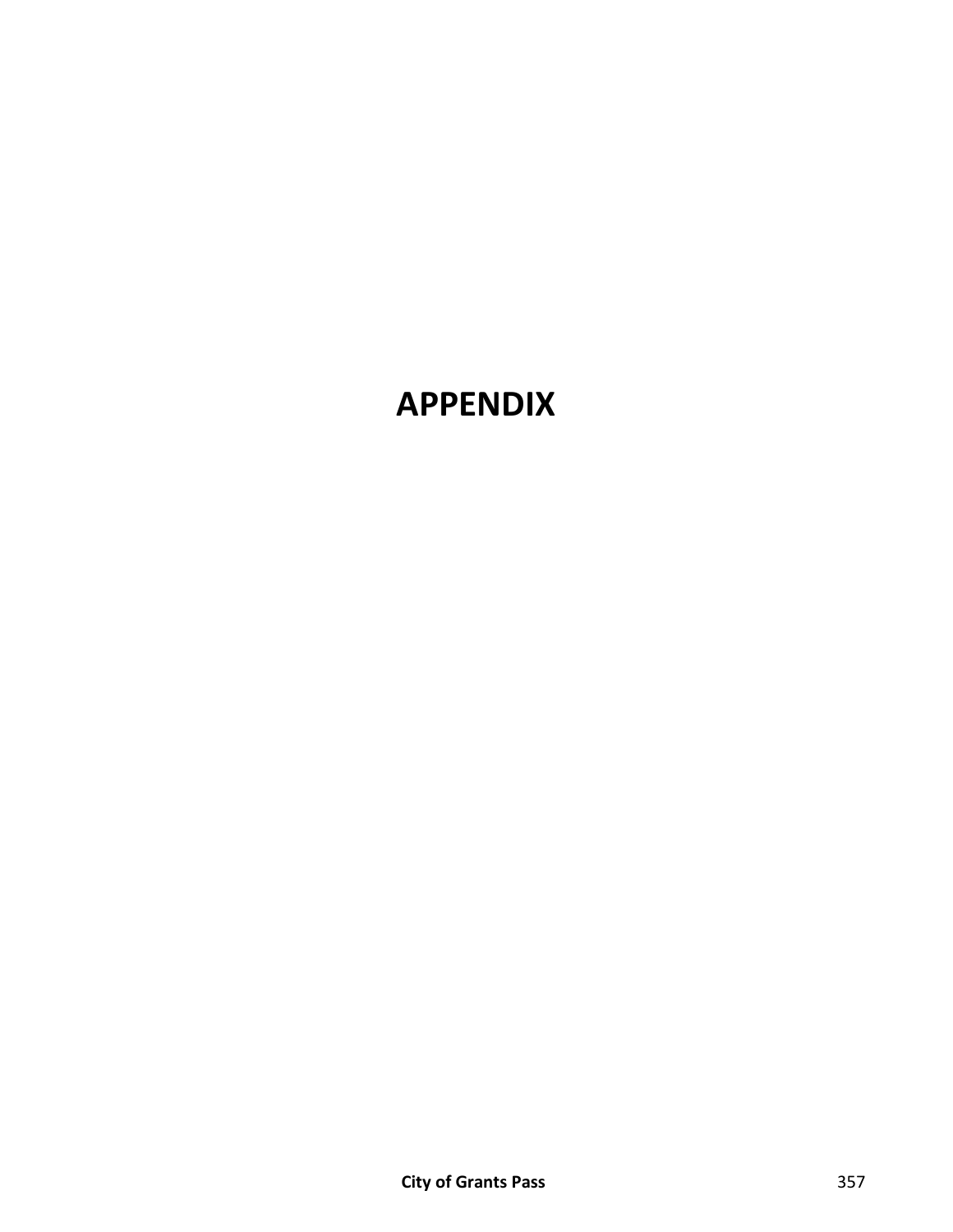# APPENDIX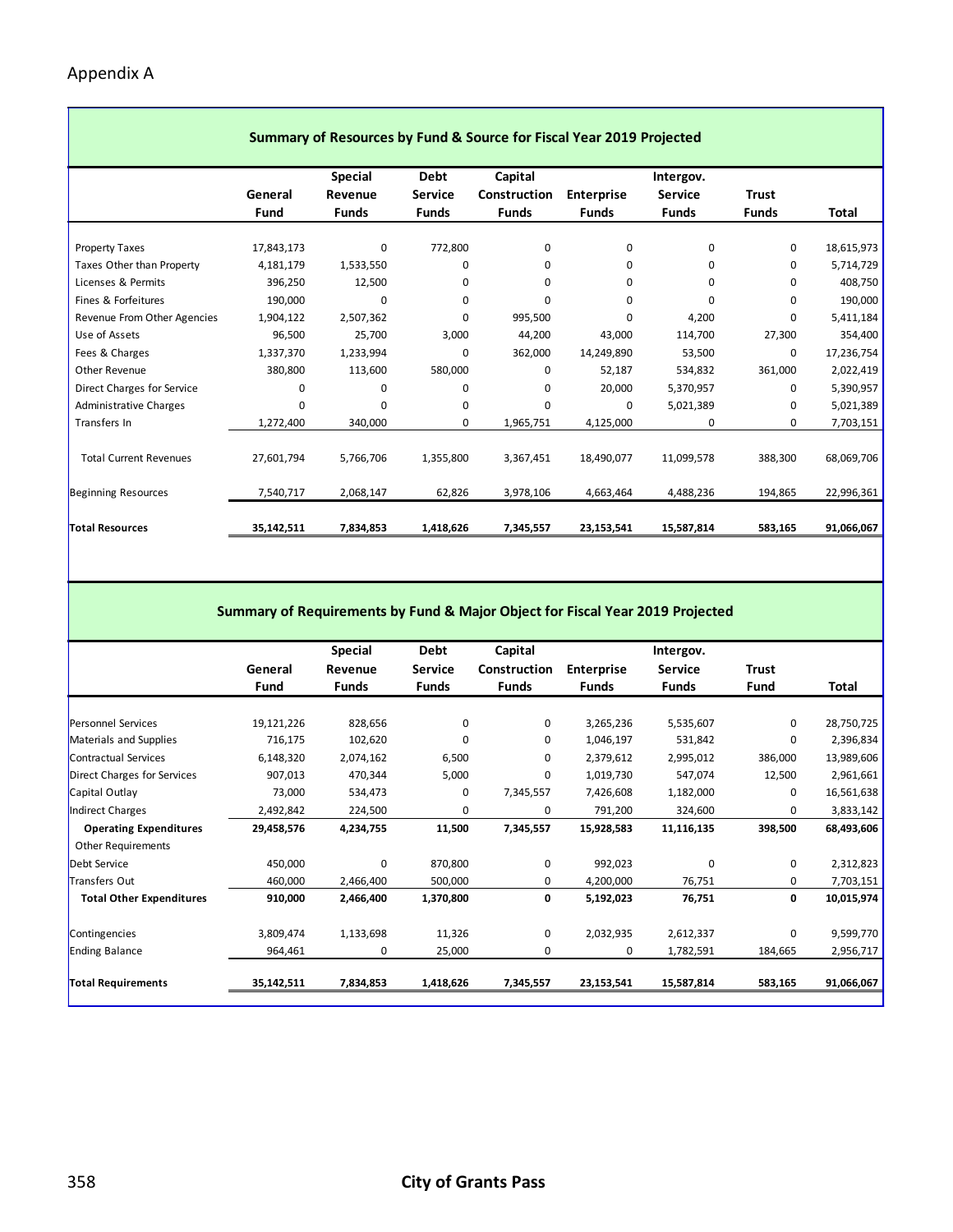# Appendix A

## Summary of Resources by Fund & Source for Fiscal Year 2019 Projected

| | General Fund | Special Revenue Funds | Debt Service Funds | Capital Construction Funds | Enterprise Funds | Intergov. Service Funds | Trust Funds | Total |
|---|---|---|---|---|---|---|---|---|
| Property Taxes | 17,843,173 | 0 | 772,800 | 0 | 0 | 0 | 0 | 18,615,973 |
| Taxes Other than Property | 4,181,179 | 1,533,550 | 0 | 0 | 0 | 0 | 0 | 5,714,729 |
| Licenses & Permits | 396,250 | 12,500 | 0 | 0 | 0 | 0 | 0 | 408,750 |
| Fines & Forfeitures | 190,000 | 0 | 0 | 0 | 0 | 0 | 0 | 190,000 |
| Revenue From Other Agencies | 1,904,122 | 2,507,362 | 0 | 995,500 | 0 | 4,200 | 0 | 5,411,184 |
| Use of Assets | 96,500 | 25,700 | 3,000 | 44,200 | 43,000 | 114,700 | 27,300 | 354,400 |
| Fees & Charges | 1,337,370 | 1,233,994 | 0 | 362,000 | 14,249,890 | 53,500 | 0 | 17,236,754 |
| Other Revenue | 380,800 | 113,600 | 580,000 | 0 | 52,187 | 534,832 | 361,000 | 2,022,419 |
| Direct Charges for Service | 0 | 0 | 0 | 0 | 20,000 | 5,370,957 | 0 | 5,390,957 |
| Administrative Charges | 0 | 0 | 0 | 0 | 0 | 5,021,389 | 0 | 5,021,389 |
| Transfers In | 1,272,400 | 340,000 | 0 | 1,965,751 | 4,125,000 | 0 | 0 | 7,703,151 |
| Total Current Revenues | 27,601,794 | 5,766,706 | 1,355,800 | 3,367,451 | 18,490,077 | 11,099,578 | 388,300 | 68,069,706 |
| Beginning Resources | 7,540,717 | 2,068,147 | 62,826 | 3,978,106 | 4,663,464 | 4,488,236 | 194,865 | 22,996,361 |
| **Total Resources** | **35,142,511** | **7,834,853** | **1,418,626** | **7,345,557** | **23,153,541** | **15,587,814** | **583,165** | **91,066,067** |

## Summary of Requirements by Fund & Major Object for Fiscal Year 2019 Projected

| | General Fund | Special Revenue Funds | Debt Service Funds | Capital Construction Funds | Enterprise Funds | Intergov. Service Funds | Trust Fund | Total |
|---|---|---|---|---|---|---|---|---|
| Personnel Services | 19,121,226 | 828,656 | 0 | 0 | 3,265,236 | 5,535,607 | 0 | 28,750,725 |
| Materials and Supplies | 716,175 | 102,620 | 0 | 0 | 1,046,197 | 531,842 | 0 | 2,396,834 |
| Contractual Services | 6,148,320 | 2,074,162 | 6,500 | 0 | 2,379,612 | 2,995,012 | 386,000 | 13,989,606 |
| Direct Charges for Services | 907,013 | 470,344 | 5,000 | 0 | 1,019,730 | 547,074 | 12,500 | 2,961,661 |
| Capital Outlay | 73,000 | 534,473 | 0 | 7,345,557 | 7,426,608 | 1,182,000 | 0 | 16,561,638 |
| Indirect Charges | 2,492,842 | 224,500 | 0 | 0 | 791,200 | 324,600 | 0 | 3,833,142 |
| **Operating Expenditures** | **29,458,576** | **4,234,755** | **11,500** | **7,345,557** | **15,928,583** | **11,116,135** | **398,500** | **68,493,606** |
| Other Requirements | | | | | | | | |
| Debt Service | 450,000 | 0 | 870,800 | 0 | 992,023 | 0 | 0 | 2,312,823 |
| Transfers Out | 460,000 | 2,466,400 | 500,000 | 0 | 4,200,000 | 76,751 | 0 | 7,703,151 |
| **Total Other Expenditures** | **910,000** | **2,466,400** | **1,370,800** | **0** | **5,192,023** | **76,751** | **0** | **10,015,974** |
| Contingencies | 3,809,474 | 1,133,698 | 11,326 | 0 | 2,032,935 | 2,612,337 | 0 | 9,599,770 |
| Ending Balance | 964,461 | 0 | 25,000 | 0 | 0 | 1,782,591 | 184,665 | 2,956,717 |
| **Total Requirements** | **35,142,511** | **7,834,853** | **1,418,626** | **7,345,557** | **23,153,541** | **15,587,814** | **583,165** | **91,066,067** |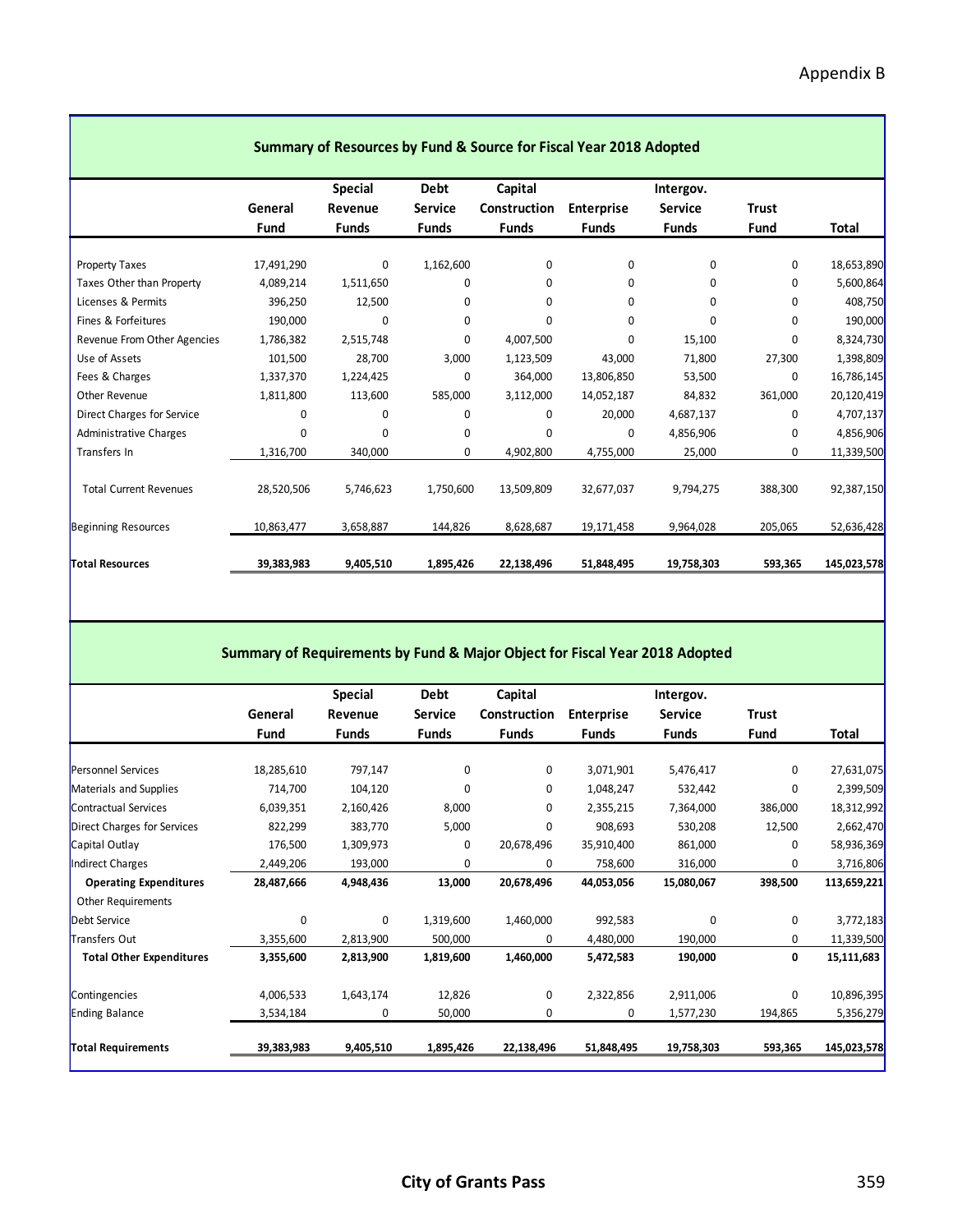Appendix B

## Summary of Resources by Fund & Source for Fiscal Year 2018 Adopted

| | General Fund | Special Revenue Funds | Debt Service Funds | Capital Construction Funds | Enterprise Funds | Intergov. Service Funds | Trust Fund | Total |
|---|---|---|---|---|---|---|---|---|
| Property Taxes | 17,491,290 | 0 | 1,162,600 | 0 | 0 | 0 | 0 | 18,653,890 |
| Taxes Other than Property | 4,089,214 | 1,511,650 | 0 | 0 | 0 | 0 | 0 | 5,600,864 |
| Licenses & Permits | 396,250 | 12,500 | 0 | 0 | 0 | 0 | 0 | 408,750 |
| Fines & Forfeitures | 190,000 | 0 | 0 | 0 | 0 | 0 | 0 | 190,000 |
| Revenue From Other Agencies | 1,786,382 | 2,515,748 | 0 | 4,007,500 | 0 | 15,100 | 0 | 8,324,730 |
| Use of Assets | 101,500 | 28,700 | 3,000 | 1,123,509 | 43,000 | 71,800 | 27,300 | 1,398,809 |
| Fees & Charges | 1,337,370 | 1,224,425 | 0 | 364,000 | 13,806,850 | 53,500 | 0 | 16,786,145 |
| Other Revenue | 1,811,800 | 113,600 | 585,000 | 3,112,000 | 14,052,187 | 84,832 | 361,000 | 20,120,419 |
| Direct Charges for Service | 0 | 0 | 0 | 0 | 20,000 | 4,687,137 | 0 | 4,707,137 |
| Administrative Charges | 0 | 0 | 0 | 0 | 0 | 4,856,906 | 0 | 4,856,906 |
| Transfers In | 1,316,700 | 340,000 | 0 | 4,902,800 | 4,755,000 | 25,000 | 0 | 11,339,500 |
| Total Current Revenues | 28,520,506 | 5,746,623 | 1,750,600 | 13,509,809 | 32,677,037 | 9,794,275 | 388,300 | 92,387,150 |
| Beginning Resources | 10,863,477 | 3,658,887 | 144,826 | 8,628,687 | 19,171,458 | 9,964,028 | 205,065 | 52,636,428 |
| **Total Resources** | **39,383,983** | **9,405,510** | **1,895,426** | **22,138,496** | **51,848,495** | **19,758,303** | **593,365** | **145,023,578** |

## Summary of Requirements by Fund & Major Object for Fiscal Year 2018 Adopted

| | General Fund | Special Revenue Funds | Debt Service Funds | Capital Construction Funds | Enterprise Funds | Intergov. Service Funds | Trust Fund | Total |
|---|---|---|---|---|---|---|---|---|
| Personnel Services | 18,285,610 | 797,147 | 0 | 0 | 3,071,901 | 5,476,417 | 0 | 27,631,075 |
| Materials and Supplies | 714,700 | 104,120 | 0 | 0 | 1,048,247 | 532,442 | 0 | 2,399,509 |
| Contractual Services | 6,039,351 | 2,160,426 | 8,000 | 0 | 2,355,215 | 7,364,000 | 386,000 | 18,312,992 |
| Direct Charges for Services | 822,299 | 383,770 | 5,000 | 0 | 908,693 | 530,208 | 12,500 | 2,662,470 |
| Capital Outlay | 176,500 | 1,309,973 | 0 | 20,678,496 | 35,910,400 | 861,000 | 0 | 58,936,369 |
| Indirect Charges | 2,449,206 | 193,000 | 0 | 0 | 758,600 | 316,000 | 0 | 3,716,806 |
| **Operating Expenditures** | **28,487,666** | **4,948,436** | **13,000** | **20,678,496** | **44,053,056** | **15,080,067** | **398,500** | **113,659,221** |
| Other Requirements | | | | | | | | |
| Debt Service | 0 | 0 | 1,319,600 | 1,460,000 | 992,583 | 0 | 0 | 3,772,183 |
| Transfers Out | 3,355,600 | 2,813,900 | 500,000 | 0 | 4,480,000 | 190,000 | 0 | 11,339,500 |
| **Total Other Expenditures** | **3,355,600** | **2,813,900** | **1,819,600** | **1,460,000** | **5,472,583** | **190,000** | **0** | **15,111,683** |
| Contingencies | 4,006,533 | 1,643,174 | 12,826 | 0 | 2,322,856 | 2,911,006 | 0 | 10,896,395 |
| Ending Balance | 3,534,184 | 0 | 50,000 | 0 | 0 | 1,577,230 | 194,865 | 5,356,279 |
| **Total Requirements** | **39,383,983** | **9,405,510** | **1,895,426** | **22,138,496** | **51,848,495** | **19,758,303** | **593,365** | **145,023,578** |

City of Grants Pass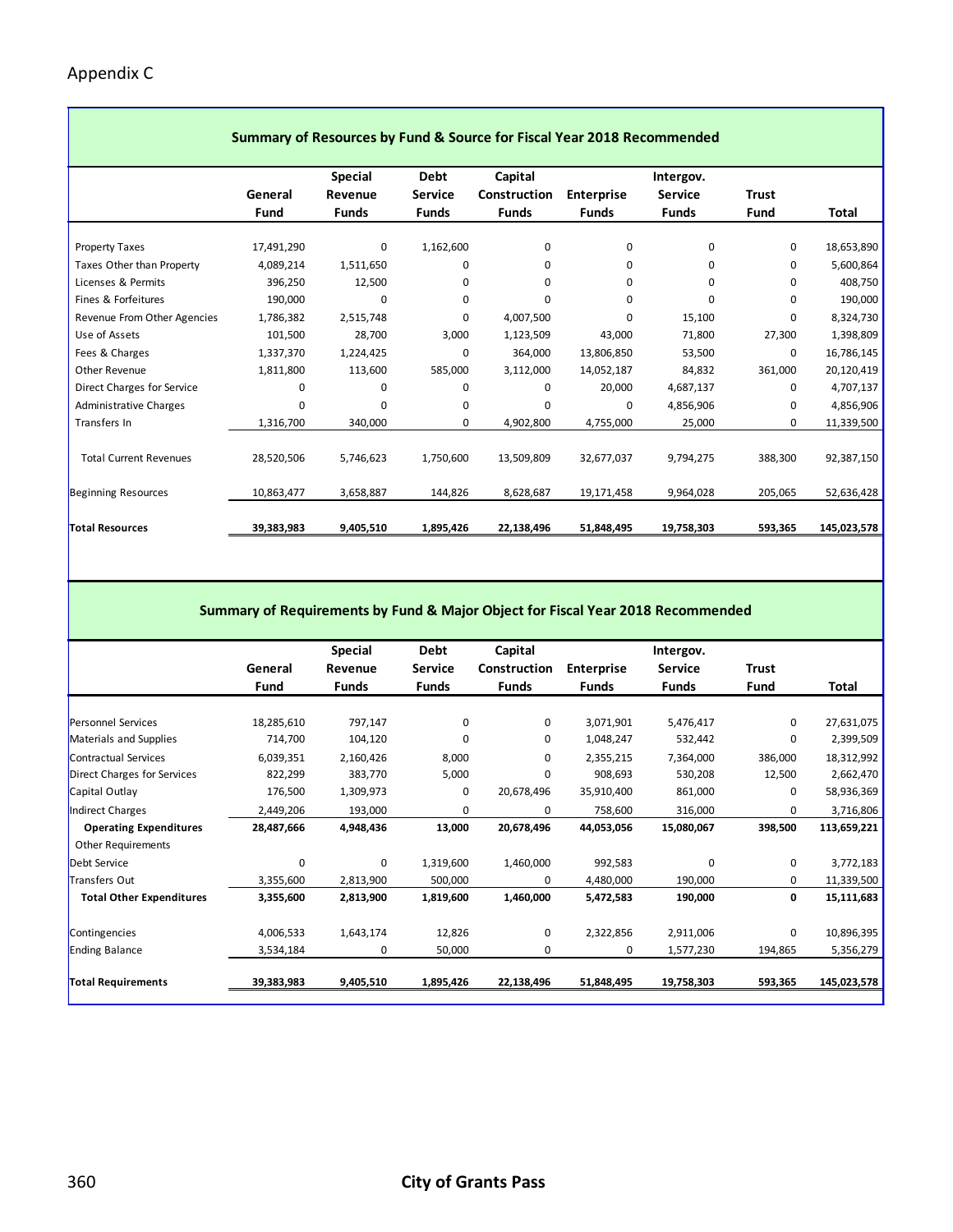Appendix C

## Summary of Resources by Fund & Source for Fiscal Year 2018 Recommended

| | General Fund | Special Revenue Funds | Debt Service Funds | Capital Construction Funds | Enterprise Funds | Intergov. Service Funds | Trust Fund | Total |
|---|---|---|---|---|---|---|---|---|
| Property Taxes | 17,491,290 | 0 | 1,162,600 | 0 | 0 | 0 | 0 | 18,653,890 |
| Taxes Other than Property | 4,089,214 | 1,511,650 | 0 | 0 | 0 | 0 | 0 | 5,600,864 |
| Licenses & Permits | 396,250 | 12,500 | 0 | 0 | 0 | 0 | 0 | 408,750 |
| Fines & Forfeitures | 190,000 | 0 | 0 | 0 | 0 | 0 | 0 | 190,000 |
| Revenue From Other Agencies | 1,786,382 | 2,515,748 | 0 | 4,007,500 | 0 | 15,100 | 0 | 8,324,730 |
| Use of Assets | 101,500 | 28,700 | 3,000 | 1,123,509 | 43,000 | 71,800 | 27,300 | 1,398,809 |
| Fees & Charges | 1,337,370 | 1,224,425 | 0 | 364,000 | 13,806,850 | 53,500 | 0 | 16,786,145 |
| Other Revenue | 1,811,800 | 113,600 | 585,000 | 3,112,000 | 14,052,187 | 84,832 | 361,000 | 20,120,419 |
| Direct Charges for Service | 0 | 0 | 0 | 0 | 20,000 | 4,687,137 | 0 | 4,707,137 |
| Administrative Charges | 0 | 0 | 0 | 0 | 0 | 4,856,906 | 0 | 4,856,906 |
| Transfers In | 1,316,700 | 340,000 | 0 | 4,902,800 | 4,755,000 | 25,000 | 0 | 11,339,500 |
| Total Current Revenues | 28,520,506 | 5,746,623 | 1,750,600 | 13,509,809 | 32,677,037 | 9,794,275 | 388,300 | 92,387,150 |
| Beginning Resources | 10,863,477 | 3,658,887 | 144,826 | 8,628,687 | 19,171,458 | 9,964,028 | 205,065 | 52,636,428 |
| **Total Resources** | **39,383,983** | **9,405,510** | **1,895,426** | **22,138,496** | **51,848,495** | **19,758,303** | **593,365** | **145,023,578** |

## Summary of Requirements by Fund & Major Object for Fiscal Year 2018 Recommended

| | General Fund | Special Revenue Funds | Debt Service Funds | Capital Construction Funds | Enterprise Funds | Intergov. Service Funds | Trust Fund | Total |
|---|---|---|---|---|---|---|---|---|
| Personnel Services | 18,285,610 | 797,147 | 0 | 0 | 3,071,901 | 5,476,417 | 0 | 27,631,075 |
| Materials and Supplies | 714,700 | 104,120 | 0 | 0 | 1,048,247 | 532,442 | 0 | 2,399,509 |
| Contractual Services | 6,039,351 | 2,160,426 | 8,000 | 0 | 2,355,215 | 7,364,000 | 386,000 | 18,312,992 |
| Direct Charges for Services | 822,299 | 383,770 | 5,000 | 0 | 908,693 | 530,208 | 12,500 | 2,662,470 |
| Capital Outlay | 176,500 | 1,309,973 | 0 | 20,678,496 | 35,910,400 | 861,000 | 0 | 58,936,369 |
| Indirect Charges | 2,449,206 | 193,000 | 0 | 0 | 758,600 | 316,000 | 0 | 3,716,806 |
| **Operating Expenditures** | **28,487,666** | **4,948,436** | **13,000** | **20,678,496** | **44,053,056** | **15,080,067** | **398,500** | **113,659,221** |
| Other Requirements | | | | | | | | |
| Debt Service | 0 | 0 | 1,319,600 | 1,460,000 | 992,583 | 0 | 0 | 3,772,183 |
| Transfers Out | 3,355,600 | 2,813,900 | 500,000 | 0 | 4,480,000 | 190,000 | 0 | 11,339,500 |
| **Total Other Expenditures** | **3,355,600** | **2,813,900** | **1,819,600** | **1,460,000** | **5,472,583** | **190,000** | **0** | **15,111,683** |
| Contingencies | 4,006,533 | 1,643,174 | 12,826 | 0 | 2,322,856 | 2,911,006 | 0 | 10,896,395 |
| Ending Balance | 3,534,184 | 0 | 50,000 | 0 | 0 | 1,577,230 | 194,865 | 5,356,279 |
| **Total Requirements** | **39,383,983** | **9,405,510** | **1,895,426** | **22,138,496** | **51,848,495** | **19,758,303** | **593,365** | **145,023,578** |

**City of Grants Pass**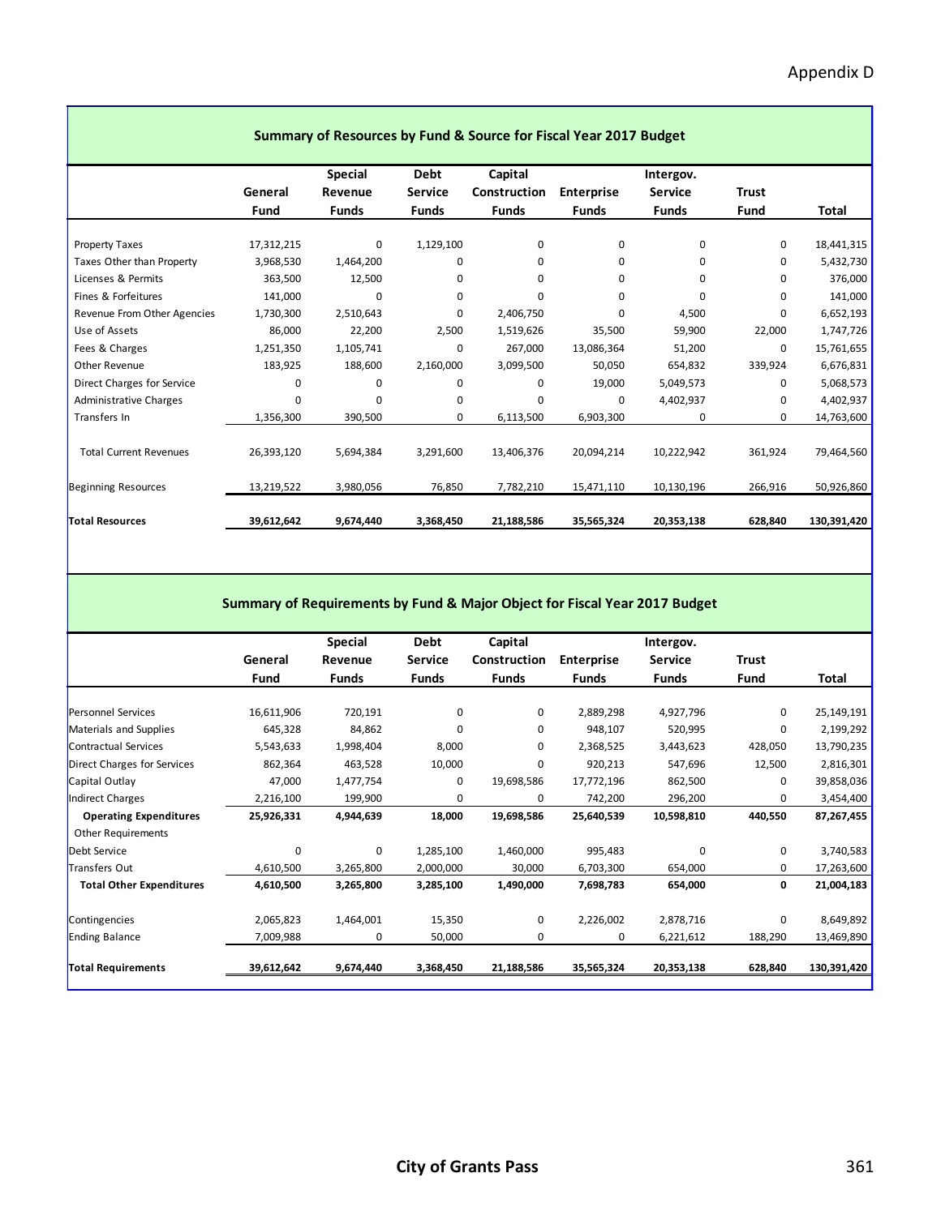Appendix D

## Summary of Resources by Fund & Source for Fiscal Year 2017 Budget

| | General Fund | Special Revenue Funds | Debt Service Funds | Capital Construction Funds | Enterprise Funds | Intergov. Service Funds | Trust Fund | Total |
|---|---|---|---|---|---|---|---|---|
| Property Taxes | 17,312,215 | 0 | 1,129,100 | 0 | 0 | 0 | 0 | 18,441,315 |
| Taxes Other than Property | 3,968,530 | 1,464,200 | 0 | 0 | 0 | 0 | 0 | 5,432,730 |
| Licenses & Permits | 363,500 | 12,500 | 0 | 0 | 0 | 0 | 0 | 376,000 |
| Fines & Forfeitures | 141,000 | 0 | 0 | 0 | 0 | 0 | 0 | 141,000 |
| Revenue From Other Agencies | 1,730,300 | 2,510,643 | 0 | 2,406,750 | 0 | 4,500 | 0 | 6,652,193 |
| Use of Assets | 86,000 | 22,200 | 2,500 | 1,519,626 | 35,500 | 59,900 | 22,000 | 1,747,726 |
| Fees & Charges | 1,251,350 | 1,105,741 | 0 | 267,000 | 13,086,364 | 51,200 | 0 | 15,761,655 |
| Other Revenue | 183,925 | 188,600 | 2,160,000 | 3,099,500 | 50,050 | 654,832 | 339,924 | 6,676,831 |
| Direct Charges for Service | 0 | 0 | 0 | 0 | 19,000 | 5,049,573 | 0 | 5,068,573 |
| Administrative Charges | 0 | 0 | 0 | 0 | 0 | 4,402,937 | 0 | 4,402,937 |
| Transfers In | 1,356,300 | 390,500 | 0 | 6,113,500 | 6,903,300 | 0 | 0 | 14,763,600 |
| Total Current Revenues | 26,393,120 | 5,694,384 | 3,291,600 | 13,406,376 | 20,094,214 | 10,222,942 | 361,924 | 79,464,560 |
| Beginning Resources | 13,219,522 | 3,980,056 | 76,850 | 7,782,210 | 15,471,110 | 10,130,196 | 266,916 | 50,926,860 |
| **Total Resources** | **39,612,642** | **9,674,440** | **3,368,450** | **21,188,586** | **35,565,324** | **20,353,138** | **628,840** | **130,391,420** |

## Summary of Requirements by Fund & Major Object for Fiscal Year 2017 Budget

| | General Fund | Special Revenue Funds | Debt Service Funds | Capital Construction Funds | Enterprise Funds | Intergov. Service Funds | Trust Fund | Total |
|---|---|---|---|---|---|---|---|---|
| Personnel Services | 16,611,906 | 720,191 | 0 | 0 | 2,889,298 | 4,927,796 | 0 | 25,149,191 |
| Materials and Supplies | 645,328 | 84,862 | 0 | 0 | 948,107 | 520,995 | 0 | 2,199,292 |
| Contractual Services | 5,543,633 | 1,998,404 | 8,000 | 0 | 2,368,525 | 3,443,623 | 428,050 | 13,790,235 |
| Direct Charges for Services | 862,364 | 463,528 | 10,000 | 0 | 920,213 | 547,696 | 12,500 | 2,816,301 |
| Capital Outlay | 47,000 | 1,477,754 | 0 | 19,698,586 | 17,772,196 | 862,500 | 0 | 39,858,036 |
| Indirect Charges | 2,216,100 | 199,900 | 0 | 0 | 742,200 | 296,200 | 0 | 3,454,400 |
| **Operating Expenditures** | **25,926,331** | **4,944,639** | **18,000** | **19,698,586** | **25,640,539** | **10,598,810** | **440,550** | **87,267,455** |
| Other Requirements | | | | | | | | |
| Debt Service | 0 | 0 | 1,285,100 | 1,460,000 | 995,483 | 0 | 0 | 3,740,583 |
| Transfers Out | 4,610,500 | 3,265,800 | 2,000,000 | 30,000 | 6,703,300 | 654,000 | 0 | 17,263,600 |
| **Total Other Expenditures** | **4,610,500** | **3,265,800** | **3,285,100** | **1,490,000** | **7,698,783** | **654,000** | **0** | **21,004,183** |
| Contingencies | 2,065,823 | 1,464,001 | 15,350 | 0 | 2,226,002 | 2,878,716 | 0 | 8,649,892 |
| Ending Balance | 7,009,988 | 0 | 50,000 | 0 | 0 | 6,221,612 | 188,290 | 13,469,890 |
| **Total Requirements** | **39,612,642** | **9,674,440** | **3,368,450** | **21,188,586** | **35,565,324** | **20,353,138** | **628,840** | **130,391,420** |

**City of Grants Pass**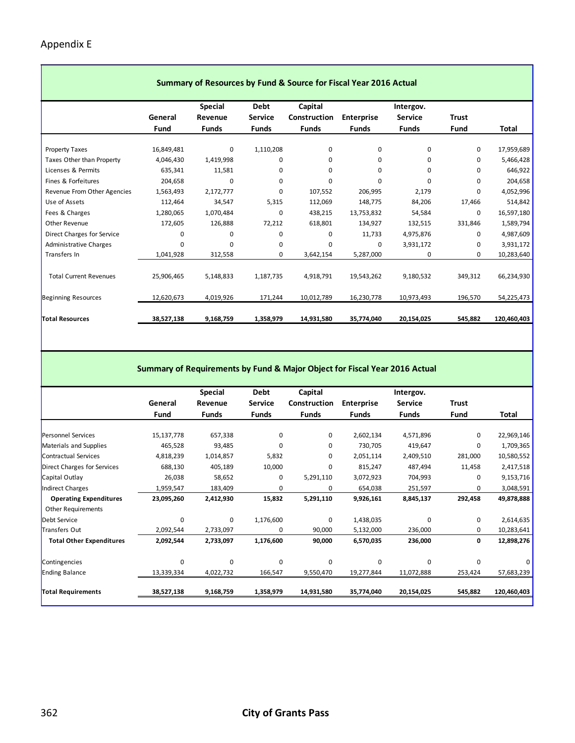Appendix E

## Summary of Resources by Fund & Source for Fiscal Year 2016 Actual

| | General Fund | Special Revenue Funds | Debt Service Funds | Capital Construction Funds | Enterprise Funds | Intergov. Service Funds | Trust Fund | Total |
|---|---|---|---|---|---|---|---|---|
| Property Taxes | 16,849,481 | 0 | 1,110,208 | 0 | 0 | 0 | 0 | 17,959,689 |
| Taxes Other than Property | 4,046,430 | 1,419,998 | 0 | 0 | 0 | 0 | 0 | 5,466,428 |
| Licenses & Permits | 635,341 | 11,581 | 0 | 0 | 0 | 0 | 0 | 646,922 |
| Fines & Forfeitures | 204,658 | 0 | 0 | 0 | 0 | 0 | 0 | 204,658 |
| Revenue From Other Agencies | 1,563,493 | 2,172,777 | 0 | 107,552 | 206,995 | 2,179 | 0 | 4,052,996 |
| Use of Assets | 112,464 | 34,547 | 5,315 | 112,069 | 148,775 | 84,206 | 17,466 | 514,842 |
| Fees & Charges | 1,280,065 | 1,070,484 | 0 | 438,215 | 13,753,832 | 54,584 | 0 | 16,597,180 |
| Other Revenue | 172,605 | 126,888 | 72,212 | 618,801 | 134,927 | 132,515 | 331,846 | 1,589,794 |
| Direct Charges for Service | 0 | 0 | 0 | 0 | 11,733 | 4,975,876 | 0 | 4,987,609 |
| Administrative Charges | 0 | 0 | 0 | 0 | 0 | 3,931,172 | 0 | 3,931,172 |
| Transfers In | 1,041,928 | 312,558 | 0 | 3,642,154 | 5,287,000 | 0 | 0 | 10,283,640 |
| Total Current Revenues | 25,906,465 | 5,148,833 | 1,187,735 | 4,918,791 | 19,543,262 | 9,180,532 | 349,312 | 66,234,930 |
| Beginning Resources | 12,620,673 | 4,019,926 | 171,244 | 10,012,789 | 16,230,778 | 10,973,493 | 196,570 | 54,225,473 |
| **Total Resources** | **38,527,138** | **9,168,759** | **1,358,979** | **14,931,580** | **35,774,040** | **20,154,025** | **545,882** | **120,460,403** |

## Summary of Requirements by Fund & Major Object for Fiscal Year 2016 Actual

| | General Fund | Special Revenue Funds | Debt Service Funds | Capital Construction Funds | Enterprise Funds | Intergov. Service Funds | Trust Fund | Total |
|---|---|---|---|---|---|---|---|---|
| Personnel Services | 15,137,778 | 657,338 | 0 | 0 | 2,602,134 | 4,571,896 | 0 | 22,969,146 |
| Materials and Supplies | 465,528 | 93,485 | 0 | 0 | 730,705 | 419,647 | 0 | 1,709,365 |
| Contractual Services | 4,818,239 | 1,014,857 | 5,832 | 0 | 2,051,114 | 2,409,510 | 281,000 | 10,580,552 |
| Direct Charges for Services | 688,130 | 405,189 | 10,000 | 0 | 815,247 | 487,494 | 11,458 | 2,417,518 |
| Capital Outlay | 26,038 | 58,652 | 0 | 5,291,110 | 3,072,923 | 704,993 | 0 | 9,153,716 |
| Indirect Charges | 1,959,547 | 183,409 | 0 | 0 | 654,038 | 251,597 | 0 | 3,048,591 |
| **Operating Expenditures** | **23,095,260** | **2,412,930** | **15,832** | **5,291,110** | **9,926,161** | **8,845,137** | **292,458** | **49,878,888** |
| Other Requirements | | | | | | | | |
| Debt Service | 0 | 0 | 1,176,600 | 0 | 1,438,035 | 0 | 0 | 2,614,635 |
| Transfers Out | 2,092,544 | 2,733,097 | 0 | 90,000 | 5,132,000 | 236,000 | 0 | 10,283,641 |
| **Total Other Expenditures** | **2,092,544** | **2,733,097** | **1,176,600** | **90,000** | **6,570,035** | **236,000** | **0** | **12,898,276** |
| Contingencies | 0 | 0 | 0 | 0 | 0 | 0 | 0 | 0 |
| Ending Balance | 13,339,334 | 4,022,732 | 166,547 | 9,550,470 | 19,277,844 | 11,072,888 | 253,424 | 57,683,239 |
| **Total Requirements** | **38,527,138** | **9,168,759** | **1,358,979** | **14,931,580** | **35,774,040** | **20,154,025** | **545,882** | **120,460,403** |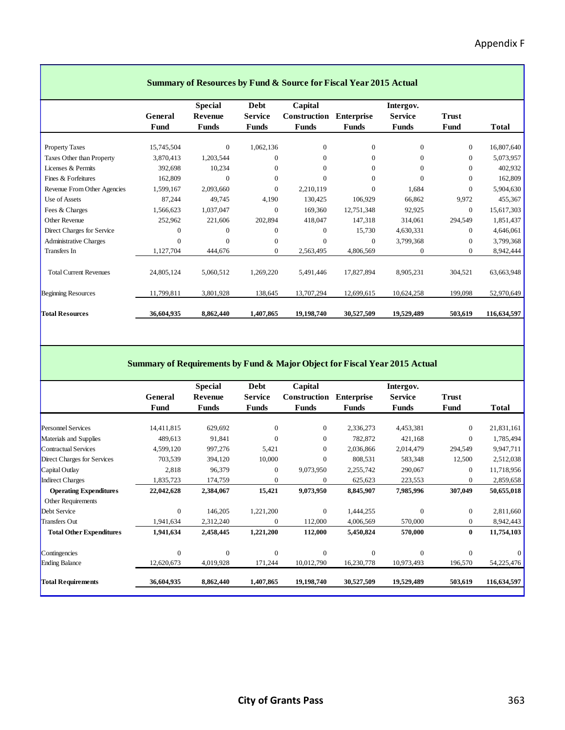Appendix F

## Summary of Resources by Fund & Source for Fiscal Year 2015 Actual

| | General Fund | Special Revenue Funds | Debt Service Funds | Capital Construction Funds | Enterprise Funds | Intergov. Service Funds | Trust Fund | Total |
|---|---|---|---|---|---|---|---|---|
| Property Taxes | 15,745,504 | 0 | 1,062,136 | 0 | 0 | 0 | 0 | 16,807,640 |
| Taxes Other than Property | 3,870,413 | 1,203,544 | 0 | 0 | 0 | 0 | 0 | 5,073,957 |
| Licenses & Permits | 392,698 | 10,234 | 0 | 0 | 0 | 0 | 0 | 402,932 |
| Fines & Forfeitures | 162,809 | 0 | 0 | 0 | 0 | 0 | 0 | 162,809 |
| Revenue From Other Agencies | 1,599,167 | 2,093,660 | 0 | 2,210,119 | 0 | 1,684 | 0 | 5,904,630 |
| Use of Assets | 87,244 | 49,745 | 4,190 | 130,425 | 106,929 | 66,862 | 9,972 | 455,367 |
| Fees & Charges | 1,566,623 | 1,037,047 | 0 | 169,360 | 12,751,348 | 92,925 | 0 | 15,617,303 |
| Other Revenue | 252,962 | 221,606 | 202,894 | 418,047 | 147,318 | 314,061 | 294,549 | 1,851,437 |
| Direct Charges for Service | 0 | 0 | 0 | 0 | 15,730 | 4,630,331 | 0 | 4,646,061 |
| Administrative Charges | 0 | 0 | 0 | 0 | 0 | 3,799,368 | 0 | 3,799,368 |
| Transfers In | 1,127,704 | 444,676 | 0 | 2,563,495 | 4,806,569 | 0 | 0 | 8,942,444 |
| Total Current Revenues | 24,805,124 | 5,060,512 | 1,269,220 | 5,491,446 | 17,827,894 | 8,905,231 | 304,521 | 63,663,948 |
| Beginning Resources | 11,799,811 | 3,801,928 | 138,645 | 13,707,294 | 12,699,615 | 10,624,258 | 199,098 | 52,970,649 |
| **Total Resources** | **36,604,935** | **8,862,440** | **1,407,865** | **19,198,740** | **30,527,509** | **19,529,489** | **503,619** | **116,634,597** |

## Summary of Requirements by Fund & Major Object for Fiscal Year 2015 Actual

| | General Fund | Special Revenue Funds | Debt Service Funds | Capital Construction Funds | Enterprise Funds | Intergov. Service Funds | Trust Fund | Total |
|---|---|---|---|---|---|---|---|---|
| Personnel Services | 14,411,815 | 629,692 | 0 | 0 | 2,336,273 | 4,453,381 | 0 | 21,831,161 |
| Materials and Supplies | 489,613 | 91,841 | 0 | 0 | 782,872 | 421,168 | 0 | 1,785,494 |
| Contractual Services | 4,599,120 | 997,276 | 5,421 | 0 | 2,036,866 | 2,014,479 | 294,549 | 9,947,711 |
| Direct Charges for Services | 703,539 | 394,120 | 10,000 | 0 | 808,531 | 583,348 | 12,500 | 2,512,038 |
| Capital Outlay | 2,818 | 96,379 | 0 | 9,073,950 | 2,255,742 | 290,067 | 0 | 11,718,956 |
| Indirect Charges | 1,835,723 | 174,759 | 0 | 0 | 625,623 | 223,553 | 0 | 2,859,658 |
| **Operating Expenditures** | **22,042,628** | **2,384,067** | **15,421** | **9,073,950** | **8,845,907** | **7,985,996** | **307,049** | **50,655,018** |
| Other Requirements | | | | | | | | |
| Debt Service | 0 | 146,205 | 1,221,200 | 0 | 1,444,255 | 0 | 0 | 2,811,660 |
| Transfers Out | 1,941,634 | 2,312,240 | 0 | 112,000 | 4,006,569 | 570,000 | 0 | 8,942,443 |
| **Total Other Expenditures** | **1,941,634** | **2,458,445** | **1,221,200** | **112,000** | **5,450,824** | **570,000** | **0** | **11,754,103** |
| Contingencies | 0 | 0 | 0 | 0 | 0 | 0 | 0 | 0 |
| Ending Balance | 12,620,673 | 4,019,928 | 171,244 | 10,012,790 | 16,230,778 | 10,973,493 | 196,570 | 54,225,476 |
| **Total Requirements** | **36,604,935** | **8,862,440** | **1,407,865** | **19,198,740** | **30,527,509** | **19,529,489** | **503,619** | **116,634,597** |

**City of Grants Pass**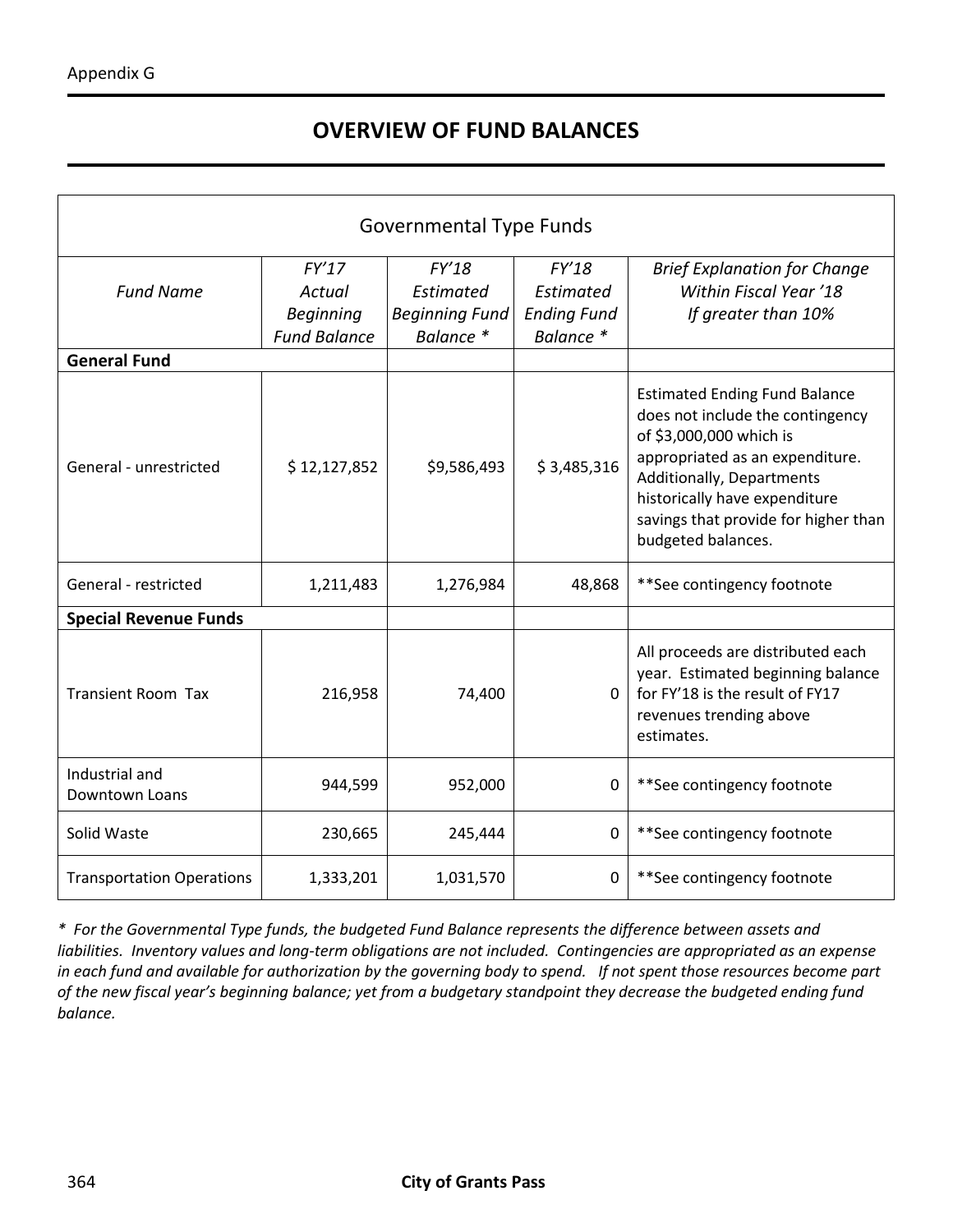Appendix G

# OVERVIEW OF FUND BALANCES

| Governmental Type Funds | | | | |
|---|---|---|---|---|
| *Fund Name* | *FY'17 Actual Beginning Fund Balance* | *FY'18 Estimated Beginning Fund Balance ** | *FY'18 Estimated Ending Fund Balance ** | *Brief Explanation for Change Within Fiscal Year '18 If greater than 10%* |
| **General Fund** | | | | |
| General - unrestricted | $ 12,127,852 | $9,586,493 | $ 3,485,316 | Estimated Ending Fund Balance does not include the contingency of $3,000,000 which is appropriated as an expenditure. Additionally, Departments historically have expenditure savings that provide for higher than budgeted balances. |
| General - restricted | 1,211,483 | 1,276,984 | 48,868 | **See contingency footnote |
| **Special Revenue Funds** | | | | |
| Transient Room Tax | 216,958 | 74,400 | 0 | All proceeds are distributed each year. Estimated beginning balance for FY'18 is the result of FY17 revenues trending above estimates. |
| Industrial and Downtown Loans | 944,599 | 952,000 | 0 | **See contingency footnote |
| Solid Waste | 230,665 | 245,444 | 0 | **See contingency footnote |
| Transportation Operations | 1,333,201 | 1,031,570 | 0 | **See contingency footnote |

*\* For the Governmental Type funds, the budgeted Fund Balance represents the difference between assets and liabilities. Inventory values and long-term obligations are not included. Contingencies are appropriated as an expense in each fund and available for authorization by the governing body to spend. If not spent those resources become part of the new fiscal year's beginning balance; yet from a budgetary standpoint they decrease the budgeted ending fund balance.*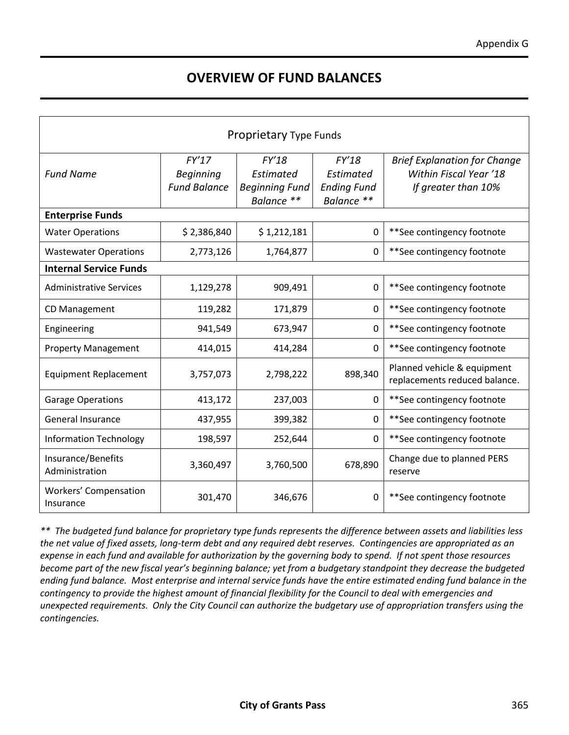# OVERVIEW OF FUND BALANCES

| Proprietary Type Funds | | | | |
|---|---|---|---|---|
| *Fund Name* | *FY'17 Beginning Fund Balance* | *FY'18 Estimated Beginning Fund Balance ***| *FY'18 Estimated Ending Fund Balance ***| *Brief Explanation for Change Within Fiscal Year '18 If greater than 10%* |
| **Enterprise Funds** | | | | |
| Water Operations | $ 2,386,840 | $ 1,212,181 | 0 | **See contingency footnote |
| Wastewater Operations | 2,773,126 | 1,764,877 | 0 | **See contingency footnote |
| **Internal Service Funds** | | | | |
| Administrative Services | 1,129,278 | 909,491 | 0 | **See contingency footnote |
| CD Management | 119,282 | 171,879 | 0 | **See contingency footnote |
| Engineering | 941,549 | 673,947 | 0 | **See contingency footnote |
| Property Management | 414,015 | 414,284 | 0 | **See contingency footnote |
| Equipment Replacement | 3,757,073 | 2,798,222 | 898,340 | Planned vehicle & equipment replacements reduced balance. |
| Garage Operations | 413,172 | 237,003 | 0 | **See contingency footnote |
| General Insurance | 437,955 | 399,382 | 0 | **See contingency footnote |
| Information Technology | 198,597 | 252,644 | 0 | **See contingency footnote |
| Insurance/Benefits Administration | 3,360,497 | 3,760,500 | 678,890 | Change due to planned PERS reserve |
| Workers' Compensation Insurance | 301,470 | 346,676 | 0 | **See contingency footnote |

*\** The budgeted fund balance for proprietary type funds represents the difference between assets and liabilities less the net value of fixed assets, long-term debt and any required debt reserves. Contingencies are appropriated as an expense in each fund and available for authorization by the governing body to spend. If not spent those resources become part of the new fiscal year's beginning balance; yet from a budgetary standpoint they decrease the budgeted ending fund balance. Most enterprise and internal service funds have the entire estimated ending fund balance in the contingency to provide the highest amount of financial flexibility for the Council to deal with emergencies and unexpected requirements. Only the City Council can authorize the budgetary use of appropriation transfers using the contingencies.*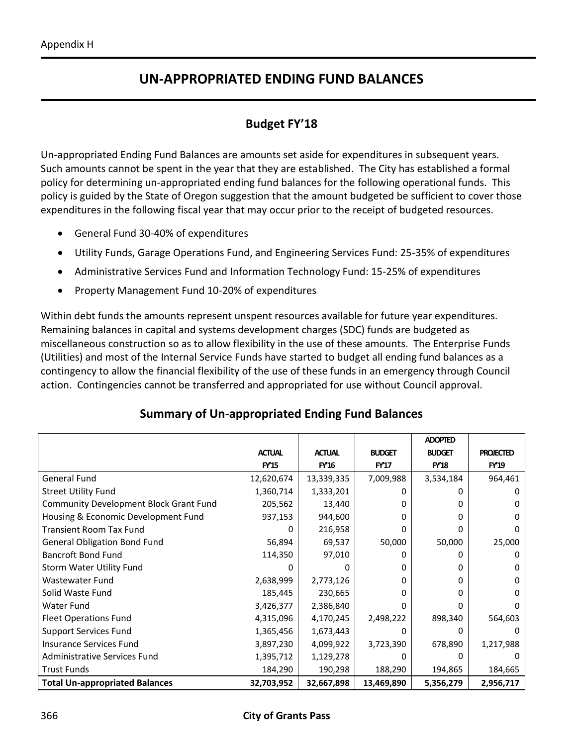Appendix H

# UN-APPROPRIATED ENDING FUND BALANCES

## Budget FY'18

Un-appropriated Ending Fund Balances are amounts set aside for expenditures in subsequent years. Such amounts cannot be spent in the year that they are established. The City has established a formal policy for determining un-appropriated ending fund balances for the following operational funds. This policy is guided by the State of Oregon suggestion that the amount budgeted be sufficient to cover those expenditures in the following fiscal year that may occur prior to the receipt of budgeted resources.

- General Fund 30-40% of expenditures
- Utility Funds, Garage Operations Fund, and Engineering Services Fund: 25-35% of expenditures
- Administrative Services Fund and Information Technology Fund: 15-25% of expenditures
- Property Management Fund 10-20% of expenditures

Within debt funds the amounts represent unspent resources available for future year expenditures. Remaining balances in capital and systems development charges (SDC) funds are budgeted as miscellaneous construction so as to allow flexibility in the use of these amounts. The Enterprise Funds (Utilities) and most of the Internal Service Funds have started to budget all ending fund balances as a contingency to allow the financial flexibility of the use of these funds in an emergency through Council action. Contingencies cannot be transferred and appropriated for use without Council approval.

### Summary of Un-appropriated Ending Fund Balances

| | ACTUAL FY'15 | ACTUAL FY'16 | BUDGET FY'17 | ADOPTED BUDGET FY'18 | PROJECTED FY'19 |
|---|---|---|---|---|---|
| General Fund | 12,620,674 | 13,339,335 | 7,009,988 | 3,534,184 | 964,461 |
| Street Utility Fund | 1,360,714 | 1,333,201 | 0 | 0 | 0 |
| Community Development Block Grant Fund | 205,562 | 13,440 | 0 | 0 | 0 |
| Housing & Economic Development Fund | 937,153 | 944,600 | 0 | 0 | 0 |
| Transient Room Tax Fund | 0 | 216,958 | 0 | 0 | 0 |
| General Obligation Bond Fund | 56,894 | 69,537 | 50,000 | 50,000 | 25,000 |
| Bancroft Bond Fund | 114,350 | 97,010 | 0 | 0 | 0 |
| Storm Water Utility Fund | 0 | 0 | 0 | 0 | 0 |
| Wastewater Fund | 2,638,999 | 2,773,126 | 0 | 0 | 0 |
| Solid Waste Fund | 185,445 | 230,665 | 0 | 0 | 0 |
| Water Fund | 3,426,377 | 2,386,840 | 0 | 0 | 0 |
| Fleet Operations Fund | 4,315,096 | 4,170,245 | 2,498,222 | 898,340 | 564,603 |
| Support Services Fund | 1,365,456 | 1,673,443 | 0 | 0 | 0 |
| Insurance Services Fund | 3,897,230 | 4,099,922 | 3,723,390 | 678,890 | 1,217,988 |
| Administrative Services Fund | 1,395,712 | 1,129,278 | 0 | 0 | 0 |
| Trust Funds | 184,290 | 190,298 | 188,290 | 194,865 | 184,665 |
| **Total Un-appropriated Balances** | **32,703,952** | **32,667,898** | **13,469,890** | **5,356,279** | **2,956,717** |

**City of Grants Pass**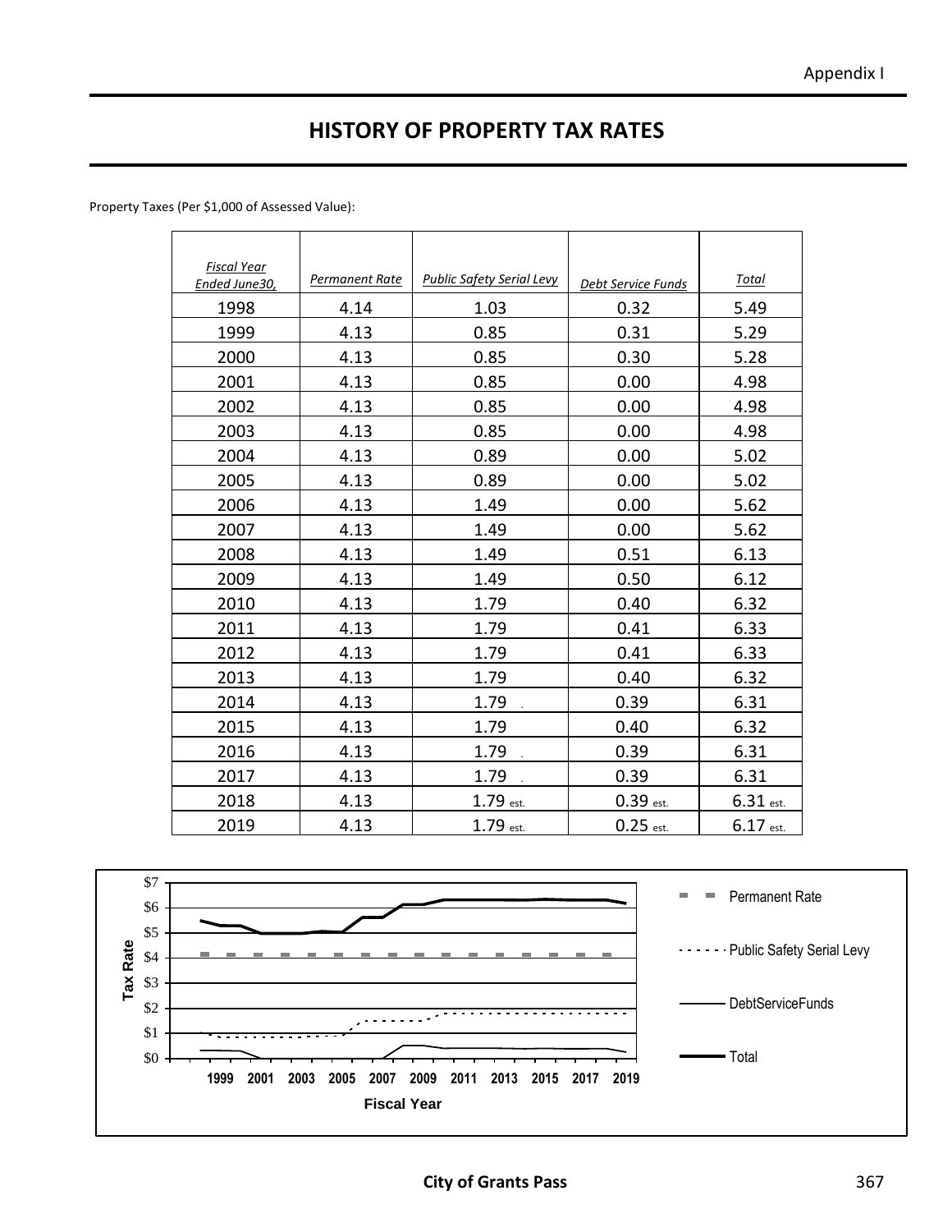# HISTORY OF PROPERTY TAX RATES

Property Taxes (Per $1,000 of Assessed Value):

| *Fiscal Year Ended June30,* | *Permanent Rate* | *Public Safety Serial Levy* | *Debt Service Funds* | *Total* |
|---|---|---|---|---|
| 1998 | 4.14 | 1.03 | 0.32 | 5.49 |
| 1999 | 4.13 | 0.85 | 0.31 | 5.29 |
| 2000 | 4.13 | 0.85 | 0.30 | 5.28 |
| 2001 | 4.13 | 0.85 | 0.00 | 4.98 |
| 2002 | 4.13 | 0.85 | 0.00 | 4.98 |
| 2003 | 4.13 | 0.85 | 0.00 | 4.98 |
| 2004 | 4.13 | 0.89 | 0.00 | 5.02 |
| 2005 | 4.13 | 0.89 | 0.00 | 5.02 |
| 2006 | 4.13 | 1.49 | 0.00 | 5.62 |
| 2007 | 4.13 | 1.49 | 0.00 | 5.62 |
| 2008 | 4.13 | 1.49 | 0.51 | 6.13 |
| 2009 | 4.13 | 1.49 | 0.50 | 6.12 |
| 2010 | 4.13 | 1.79 | 0.40 | 6.32 |
| 2011 | 4.13 | 1.79 | 0.41 | 6.33 |
| 2012 | 4.13 | 1.79 | 0.41 | 6.33 |
| 2013 | 4.13 | 1.79 | 0.40 | 6.32 |
| 2014 | 4.13 | 1.79 | 0.39 | 6.31 |
| 2015 | 4.13 | 1.79 | 0.40 | 6.32 |
| 2016 | 4.13 | 1.79 | 0.39 | 6.31 |
| 2017 | 4.13 | 1.79 | 0.39 | 6.31 |
| 2018 | 4.13 | 1.79 est. | 0.39 est. | 6.31 est. |
| 2019 | 4.13 | 1.79 est. | 0.25 est. | 6.17 est. |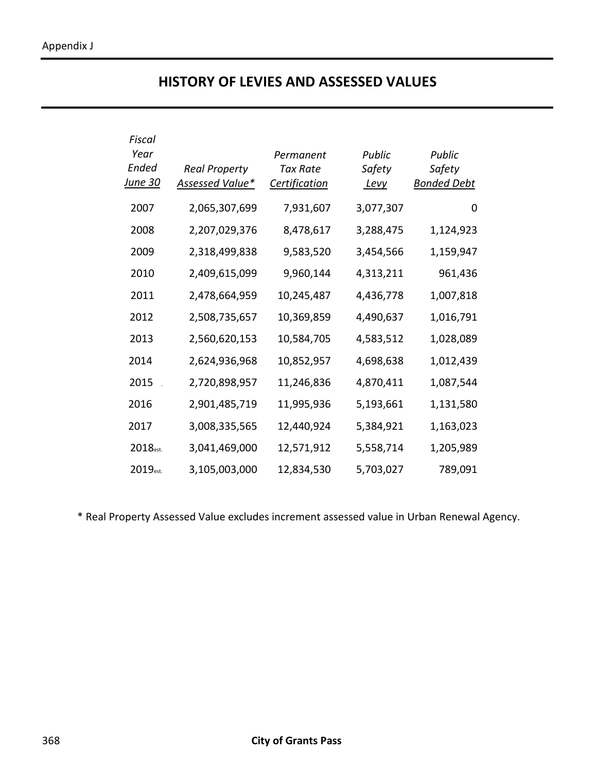# HISTORY OF LEVIES AND ASSESSED VALUES

| *Fiscal Year Ended June 30* | *Real Property Assessed Value** | *Permanent Tax Rate Certification* | *Public Safety Levy* | *Public Safety Bonded Debt* |
|---|---|---|---|---|
| 2007 | 2,065,307,699 | 7,931,607 | 3,077,307 | 0 |
| 2008 | 2,207,029,376 | 8,478,617 | 3,288,475 | 1,124,923 |
| 2009 | 2,318,499,838 | 9,583,520 | 3,454,566 | 1,159,947 |
| 2010 | 2,409,615,099 | 9,960,144 | 4,313,211 | 961,436 |
| 2011 | 2,478,664,959 | 10,245,487 | 4,436,778 | 1,007,818 |
| 2012 | 2,508,735,657 | 10,369,859 | 4,490,637 | 1,016,791 |
| 2013 | 2,560,620,153 | 10,584,705 | 4,583,512 | 1,028,089 |
| 2014 | 2,624,936,968 | 10,852,957 | 4,698,638 | 1,012,439 |
| 2015 | 2,720,898,957 | 11,246,836 | 4,870,411 | 1,087,544 |
| 2016 | 2,901,485,719 | 11,995,936 | 5,193,661 | 1,131,580 |
| 2017 | 3,008,335,565 | 12,440,924 | 5,384,921 | 1,163,023 |
| 2018 est. | 3,041,469,000 | 12,571,912 | 5,558,714 | 1,205,989 |
| 2019 est. | 3,105,003,000 | 12,834,530 | 5,703,027 | 789,091 |

* Real Property Assessed Value excludes increment assessed value in Urban Renewal Agency.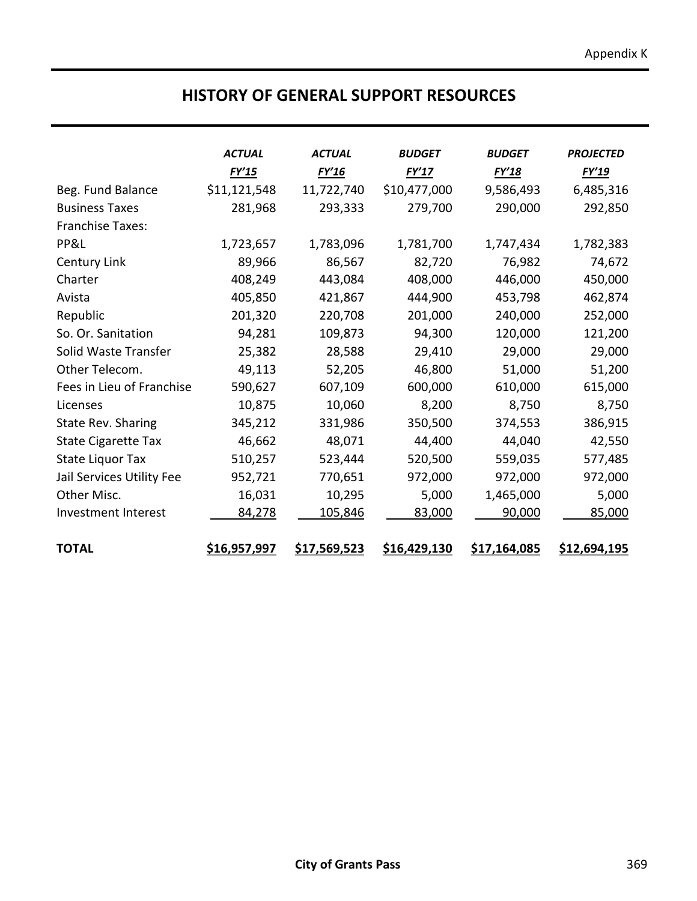# HISTORY OF GENERAL SUPPORT RESOURCES

| | *ACTUAL* | *ACTUAL* | *BUDGET* | *BUDGET* | *PROJECTED* |
|---|---|---|---|---|---|
| | *FY'15* | *FY'16* | *FY'17* | *FY'18* | *FY'19* |
| Beg. Fund Balance | $11,121,548 | 11,722,740 | $10,477,000 | 9,586,493 | 6,485,316 |
| Business Taxes | 281,968 | 293,333 | 279,700 | 290,000 | 292,850 |
| Franchise Taxes: | | | | | |
| PP&L | 1,723,657 | 1,783,096 | 1,781,700 | 1,747,434 | 1,782,383 |
| Century Link | 89,966 | 86,567 | 82,720 | 76,982 | 74,672 |
| Charter | 408,249 | 443,084 | 408,000 | 446,000 | 450,000 |
| Avista | 405,850 | 421,867 | 444,900 | 453,798 | 462,874 |
| Republic | 201,320 | 220,708 | 201,000 | 240,000 | 252,000 |
| So. Or. Sanitation | 94,281 | 109,873 | 94,300 | 120,000 | 121,200 |
| Solid Waste Transfer | 25,382 | 28,588 | 29,410 | 29,000 | 29,000 |
| Other Telecom. | 49,113 | 52,205 | 46,800 | 51,000 | 51,200 |
| Fees in Lieu of Franchise | 590,627 | 607,109 | 600,000 | 610,000 | 615,000 |
| Licenses | 10,875 | 10,060 | 8,200 | 8,750 | 8,750 |
| State Rev. Sharing | 345,212 | 331,986 | 350,500 | 374,553 | 386,915 |
| State Cigarette Tax | 46,662 | 48,071 | 44,400 | 44,040 | 42,550 |
| State Liquor Tax | 510,257 | 523,444 | 520,500 | 559,035 | 577,485 |
| Jail Services Utility Fee | 952,721 | 770,651 | 972,000 | 972,000 | 972,000 |
| Other Misc. | 16,031 | 10,295 | 5,000 | 1,465,000 | 5,000 |
| Investment Interest | 84,278 | 105,846 | 83,000 | 90,000 | 85,000 |
| **TOTAL** | **$16,957,997** | **$17,569,523** | **$16,429,130** | **$17,164,085** | **$12,694,195** |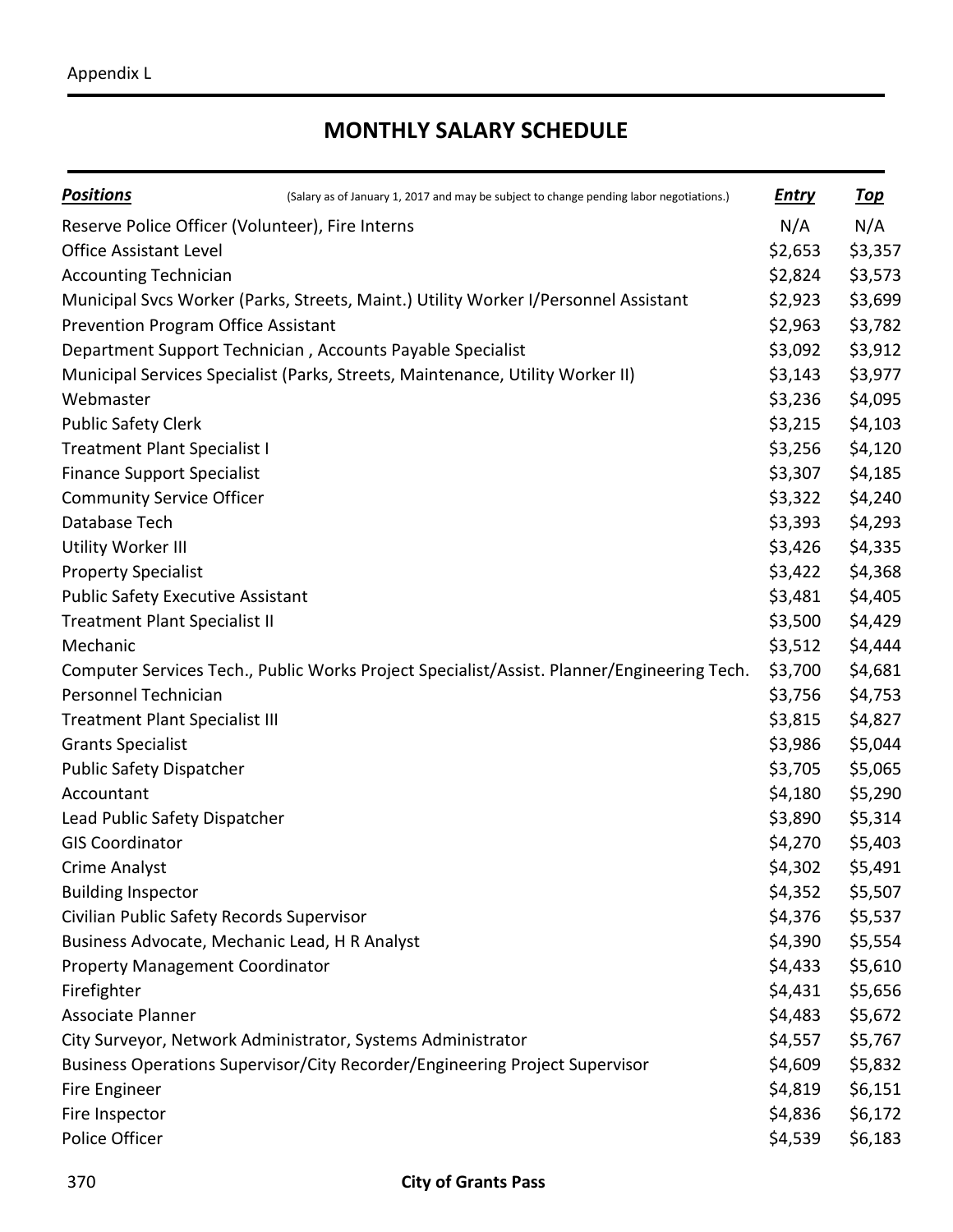Appendix L

# MONTHLY SALARY SCHEDULE

| ***Positions*** (Salary as of January 1, 2017 and may be subject to change pending labor negotiations.) | ***Entry*** | ***Top*** |
|---|---|---|
| Reserve Police Officer (Volunteer), Fire Interns | N/A | N/A |
| Office Assistant Level | $2,653 | $3,357 |
| Accounting Technician | $2,824 | $3,573 |
| Municipal Svcs Worker (Parks, Streets, Maint.) Utility Worker I/Personnel Assistant | $2,923 | $3,699 |
| Prevention Program Office Assistant | $2,963 | $3,782 |
| Department Support Technician , Accounts Payable Specialist | $3,092 | $3,912 |
| Municipal Services Specialist (Parks, Streets, Maintenance, Utility Worker II) | $3,143 | $3,977 |
| Webmaster | $3,236 | $4,095 |
| Public Safety Clerk | $3,215 | $4,103 |
| Treatment Plant Specialist I | $3,256 | $4,120 |
| Finance Support Specialist | $3,307 | $4,185 |
| Community Service Officer | $3,322 | $4,240 |
| Database Tech | $3,393 | $4,293 |
| Utility Worker III | $3,426 | $4,335 |
| Property Specialist | $3,422 | $4,368 |
| Public Safety Executive Assistant | $3,481 | $4,405 |
| Treatment Plant Specialist II | $3,500 | $4,429 |
| Mechanic | $3,512 | $4,444 |
| Computer Services Tech., Public Works Project Specialist/Assist. Planner/Engineering Tech. | $3,700 | $4,681 |
| Personnel Technician | $3,756 | $4,753 |
| Treatment Plant Specialist III | $3,815 | $4,827 |
| Grants Specialist | $3,986 | $5,044 |
| Public Safety Dispatcher | $3,705 | $5,065 |
| Accountant | $4,180 | $5,290 |
| Lead Public Safety Dispatcher | $3,890 | $5,314 |
| GIS Coordinator | $4,270 | $5,403 |
| Crime Analyst | $4,302 | $5,491 |
| Building Inspector | $4,352 | $5,507 |
| Civilian Public Safety Records Supervisor | $4,376 | $5,537 |
| Business Advocate, Mechanic Lead, H R Analyst | $4,390 | $5,554 |
| Property Management Coordinator | $4,433 | $5,610 |
| Firefighter | $4,431 | $5,656 |
| Associate Planner | $4,483 | $5,672 |
| City Surveyor, Network Administrator, Systems Administrator | $4,557 | $5,767 |
| Business Operations Supervisor/City Recorder/Engineering Project Supervisor | $4,609 | $5,832 |
| Fire Engineer | $4,819 | $6,151 |
| Fire Inspector | $4,836 | $6,172 |
| Police Officer | $4,539 | $6,183 |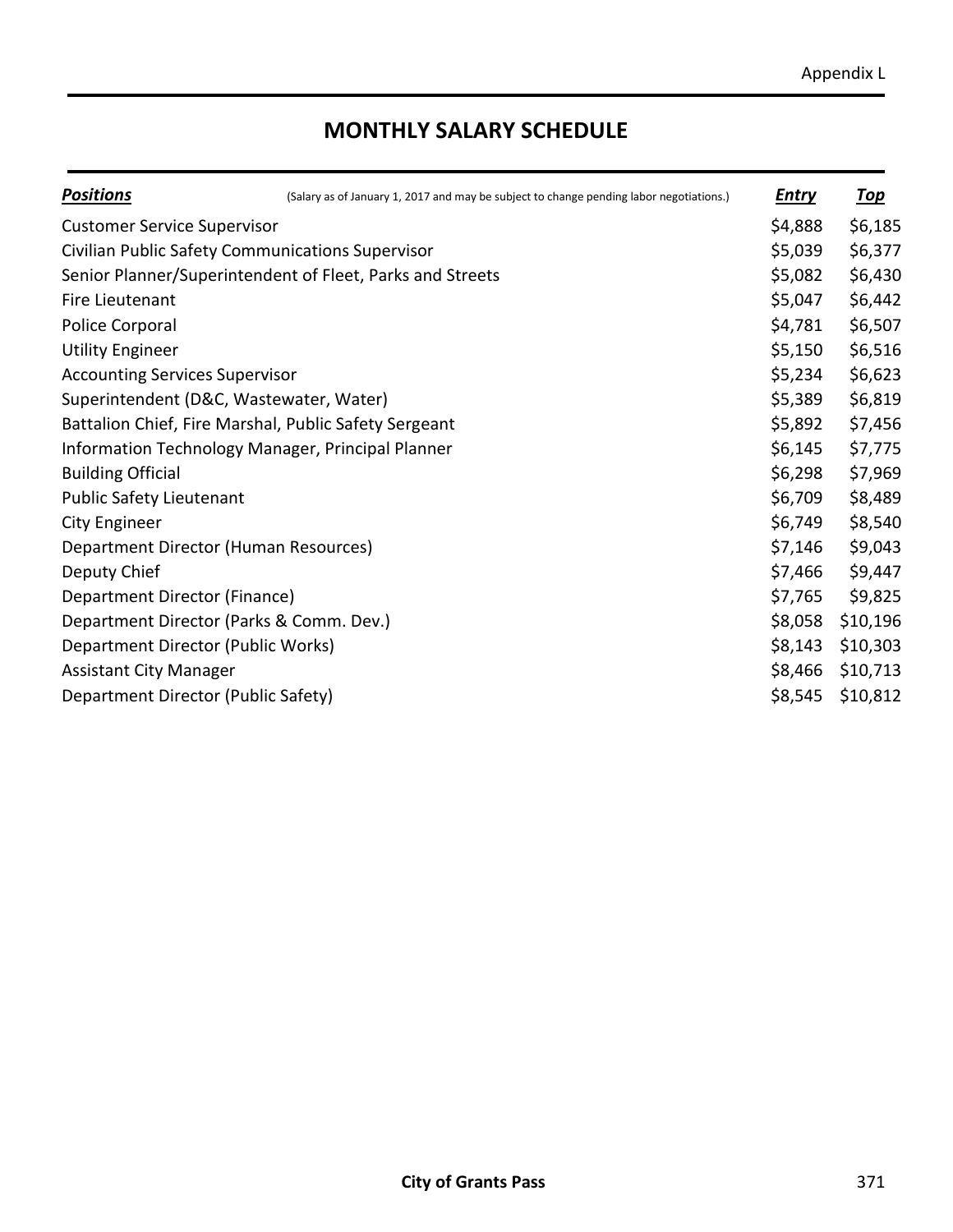# MONTHLY SALARY SCHEDULE

| ***Positions*** (Salary as of January 1, 2017 and may be subject to change pending labor negotiations.) | ***Entry*** | ***Top*** |
|---|---|---|
| Customer Service Supervisor | $4,888 | $6,185 |
| Civilian Public Safety Communications Supervisor | $5,039 | $6,377 |
| Senior Planner/Superintendent of Fleet, Parks and Streets | $5,082 | $6,430 |
| Fire Lieutenant | $5,047 | $6,442 |
| Police Corporal | $4,781 | $6,507 |
| Utility Engineer | $5,150 | $6,516 |
| Accounting Services Supervisor | $5,234 | $6,623 |
| Superintendent (D&C, Wastewater, Water) | $5,389 | $6,819 |
| Battalion Chief, Fire Marshal, Public Safety Sergeant | $5,892 | $7,456 |
| Information Technology Manager, Principal Planner | $6,145 | $7,775 |
| Building Official | $6,298 | $7,969 |
| Public Safety Lieutenant | $6,709 | $8,489 |
| City Engineer | $6,749 | $8,540 |
| Department Director (Human Resources) | $7,146 | $9,043 |
| Deputy Chief | $7,466 | $9,447 |
| Department Director (Finance) | $7,765 | $9,825 |
| Department Director (Parks & Comm. Dev.) | $8,058 | $10,196 |
| Department Director (Public Works) | $8,143 | $10,303 |
| Assistant City Manager | $8,466 | $10,713 |
| Department Director (Public Safety) | $8,545 | $10,812 |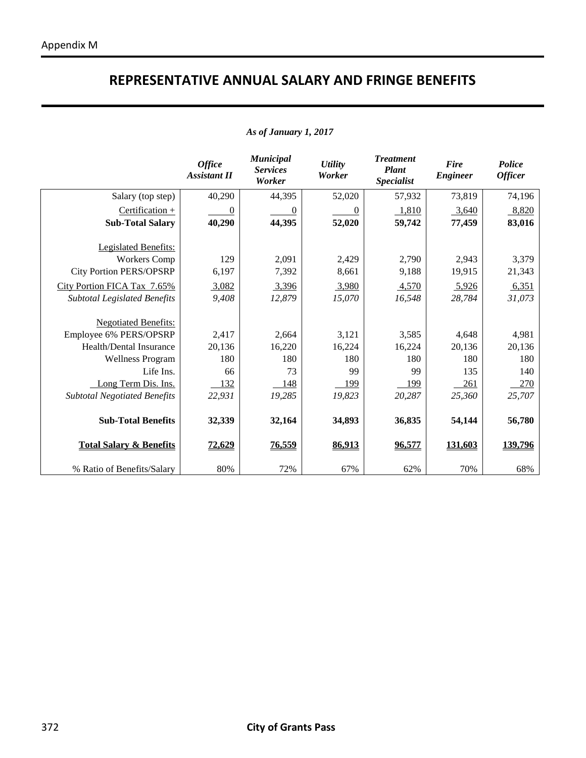Appendix M

# REPRESENTATIVE ANNUAL SALARY AND FRINGE BENEFITS

*As of January 1, 2017*

| | *Office Assistant II* | *Municipal Services Worker* | *Utility Worker* | *Treatment Plant Specialist* | *Fire Engineer* | *Police Officer* |
|---|---|---|---|---|---|---|
| Salary (top step) | 40,290 | 44,395 | 52,020 | 57,932 | 73,819 | 74,196 |
| Certification + | 0 | 0 | 0 | 1,810 | 3,640 | 8,820 |
| **Sub-Total Salary** | **40,290** | **44,395** | **52,020** | **59,742** | **77,459** | **83,016** |
| Legislated Benefits: | | | | | | |
| Workers Comp | 129 | 2,091 | 2,429 | 2,790 | 2,943 | 3,379 |
| City Portion PERS/OPSRP | 6,197 | 7,392 | 8,661 | 9,188 | 19,915 | 21,343 |
| City Portion FICA Tax 7.65% | 3,082 | 3,396 | 3,980 | 4,570 | 5,926 | 6,351 |
| *Subtotal Legislated Benefits* | *9,408* | *12,879* | *15,070* | *16,548* | *28,784* | *31,073* |
| Negotiated Benefits: | | | | | | |
| Employee 6% PERS/OPSRP | 2,417 | 2,664 | 3,121 | 3,585 | 4,648 | 4,981 |
| Health/Dental Insurance | 20,136 | 16,220 | 16,224 | 16,224 | 20,136 | 20,136 |
| Wellness Program | 180 | 180 | 180 | 180 | 180 | 180 |
| Life Ins. | 66 | 73 | 99 | 99 | 135 | 140 |
| Long Term Dis. Ins. | 132 | 148 | 199 | 199 | 261 | 270 |
| *Subtotal Negotiated Benefits* | *22,931* | *19,285* | *19,823* | *20,287* | *25,360* | *25,707* |
| **Sub-Total Benefits** | **32,339** | **32,164** | **34,893** | **36,835** | **54,144** | **56,780** |
| **Total Salary & Benefits** | **72,629** | **76,559** | **86,913** | **96,577** | **131,603** | **139,796** |
| % Ratio of Benefits/Salary | 80% | 72% | 67% | 62% | 70% | 68% |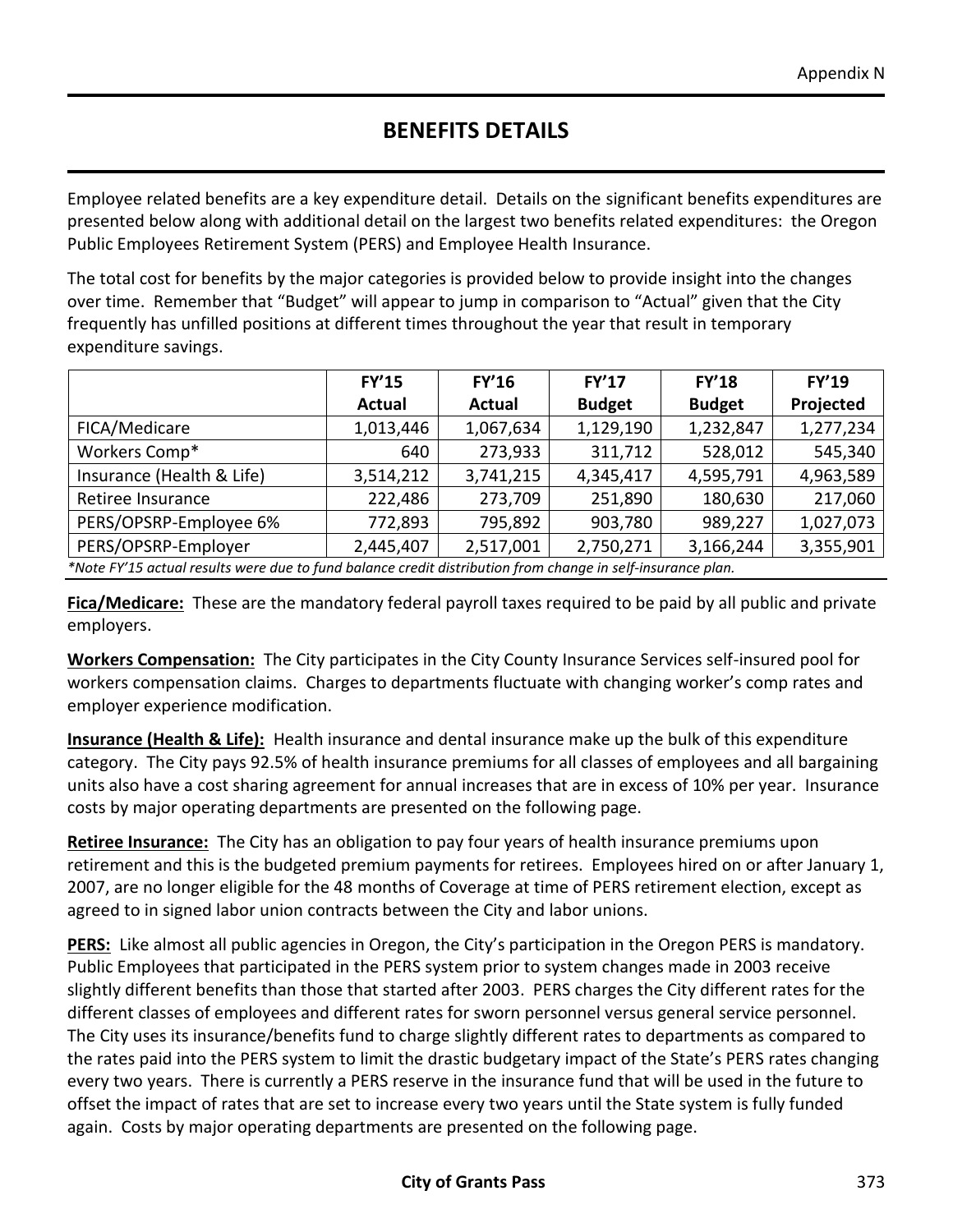# BENEFITS DETAILS

Employee related benefits are a key expenditure detail. Details on the significant benefits expenditures are presented below along with additional detail on the largest two benefits related expenditures: the Oregon Public Employees Retirement System (PERS) and Employee Health Insurance.

The total cost for benefits by the major categories is provided below to provide insight into the changes over time. Remember that "Budget" will appear to jump in comparison to "Actual" given that the City frequently has unfilled positions at different times throughout the year that result in temporary expenditure savings.

| | FY'15 Actual | FY'16 Actual | FY'17 Budget | FY'18 Budget | FY'19 Projected |
|---|---|---|---|---|---|
| FICA/Medicare | 1,013,446 | 1,067,634 | 1,129,190 | 1,232,847 | 1,277,234 |
| Workers Comp* | 640 | 273,933 | 311,712 | 528,012 | 545,340 |
| Insurance (Health & Life) | 3,514,212 | 3,741,215 | 4,345,417 | 4,595,791 | 4,963,589 |
| Retiree Insurance | 222,486 | 273,709 | 251,890 | 180,630 | 217,060 |
| PERS/OPSRP-Employee 6% | 772,893 | 795,892 | 903,780 | 989,227 | 1,027,073 |
| PERS/OPSRP-Employer | 2,445,407 | 2,517,001 | 2,750,271 | 3,166,244 | 3,355,901 |

*\*Note FY'15 actual results were due to fund balance credit distribution from change in self-insurance plan.*

**Fica/Medicare:** These are the mandatory federal payroll taxes required to be paid by all public and private employers.

**Workers Compensation:** The City participates in the City County Insurance Services self-insured pool for workers compensation claims. Charges to departments fluctuate with changing worker's comp rates and employer experience modification.

**Insurance (Health & Life):** Health insurance and dental insurance make up the bulk of this expenditure category. The City pays 92.5% of health insurance premiums for all classes of employees and all bargaining units also have a cost sharing agreement for annual increases that are in excess of 10% per year. Insurance costs by major operating departments are presented on the following page.

**Retiree Insurance:** The City has an obligation to pay four years of health insurance premiums upon retirement and this is the budgeted premium payments for retirees. Employees hired on or after January 1, 2007, are no longer eligible for the 48 months of Coverage at time of PERS retirement election, except as agreed to in signed labor union contracts between the City and labor unions.

**PERS:** Like almost all public agencies in Oregon, the City's participation in the Oregon PERS is mandatory. Public Employees that participated in the PERS system prior to system changes made in 2003 receive slightly different benefits than those that started after 2003. PERS charges the City different rates for the different classes of employees and different rates for sworn personnel versus general service personnel. The City uses its insurance/benefits fund to charge slightly different rates to departments as compared to the rates paid into the PERS system to limit the drastic budgetary impact of the State's PERS rates changing every two years. There is currently a PERS reserve in the insurance fund that will be used in the future to offset the impact of rates that are set to increase every two years until the State system is fully funded again. Costs by major operating departments are presented on the following page.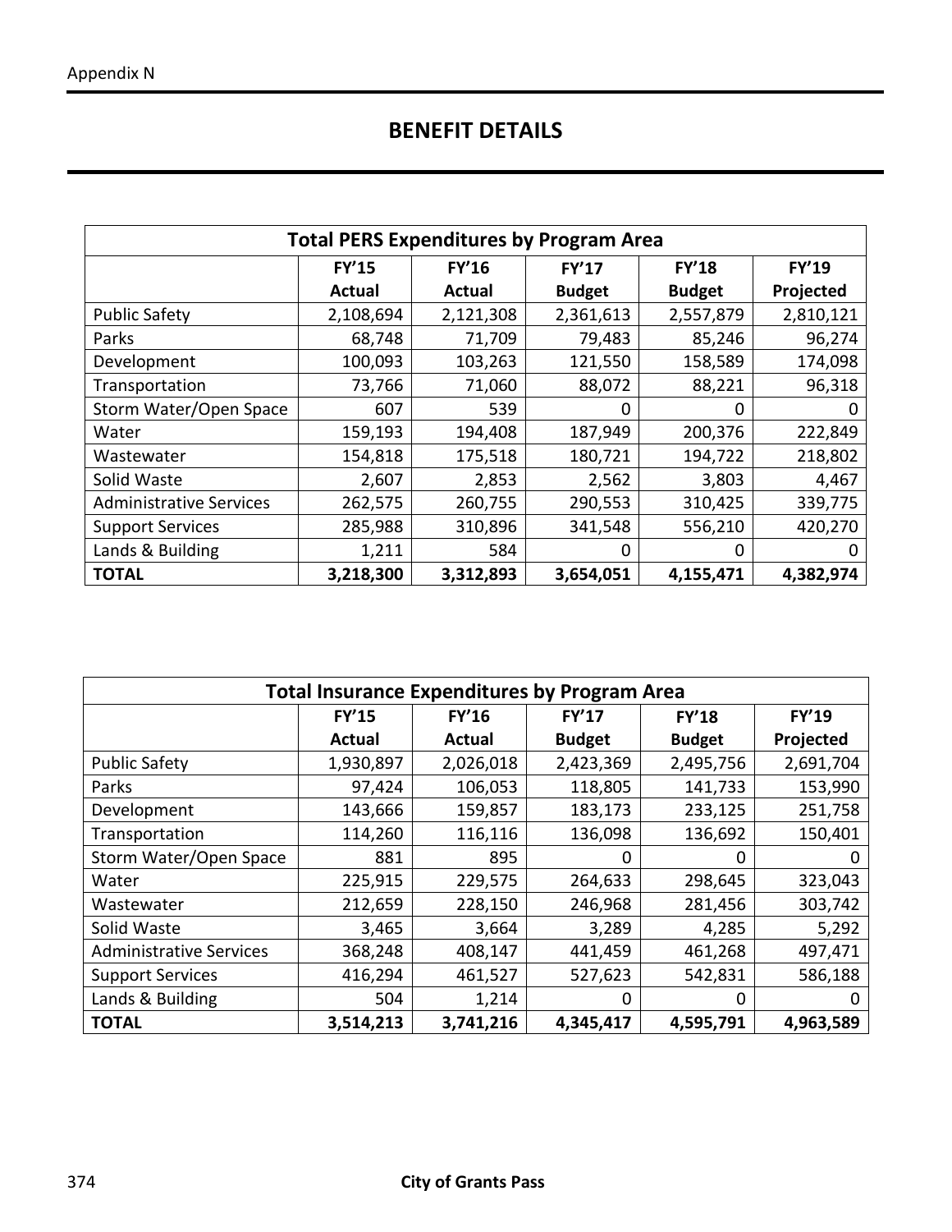## BENEFIT DETAILS

| Total PERS Expenditures by Program Area | | | | | |
|---|---|---|---|---|---|
| | FY'15 Actual | FY'16 Actual | FY'17 Budget | FY'18 Budget | FY'19 Projected |
| Public Safety | 2,108,694 | 2,121,308 | 2,361,613 | 2,557,879 | 2,810,121 |
| Parks | 68,748 | 71,709 | 79,483 | 85,246 | 96,274 |
| Development | 100,093 | 103,263 | 121,550 | 158,589 | 174,098 |
| Transportation | 73,766 | 71,060 | 88,072 | 88,221 | 96,318 |
| Storm Water/Open Space | 607 | 539 | 0 | 0 | 0 |
| Water | 159,193 | 194,408 | 187,949 | 200,376 | 222,849 |
| Wastewater | 154,818 | 175,518 | 180,721 | 194,722 | 218,802 |
| Solid Waste | 2,607 | 2,853 | 2,562 | 3,803 | 4,467 |
| Administrative Services | 262,575 | 260,755 | 290,553 | 310,425 | 339,775 |
| Support Services | 285,988 | 310,896 | 341,548 | 556,210 | 420,270 |
| Lands & Building | 1,211 | 584 | 0 | 0 | 0 |
| **TOTAL** | **3,218,300** | **3,312,893** | **3,654,051** | **4,155,471** | **4,382,974** |

| Total Insurance Expenditures by Program Area | | | | | |
|---|---|---|---|---|---|
| | FY'15 Actual | FY'16 Actual | FY'17 Budget | FY'18 Budget | FY'19 Projected |
| Public Safety | 1,930,897 | 2,026,018 | 2,423,369 | 2,495,756 | 2,691,704 |
| Parks | 97,424 | 106,053 | 118,805 | 141,733 | 153,990 |
| Development | 143,666 | 159,857 | 183,173 | 233,125 | 251,758 |
| Transportation | 114,260 | 116,116 | 136,098 | 136,692 | 150,401 |
| Storm Water/Open Space | 881 | 895 | 0 | 0 | 0 |
| Water | 225,915 | 229,575 | 264,633 | 298,645 | 323,043 |
| Wastewater | 212,659 | 228,150 | 246,968 | 281,456 | 303,742 |
| Solid Waste | 3,465 | 3,664 | 3,289 | 4,285 | 5,292 |
| Administrative Services | 368,248 | 408,147 | 441,459 | 461,268 | 497,471 |
| Support Services | 416,294 | 461,527 | 527,623 | 542,831 | 586,188 |
| Lands & Building | 504 | 1,214 | 0 | 0 | 0 |
| **TOTAL** | **3,514,213** | **3,741,216** | **4,345,417** | **4,595,791** | **4,963,589** |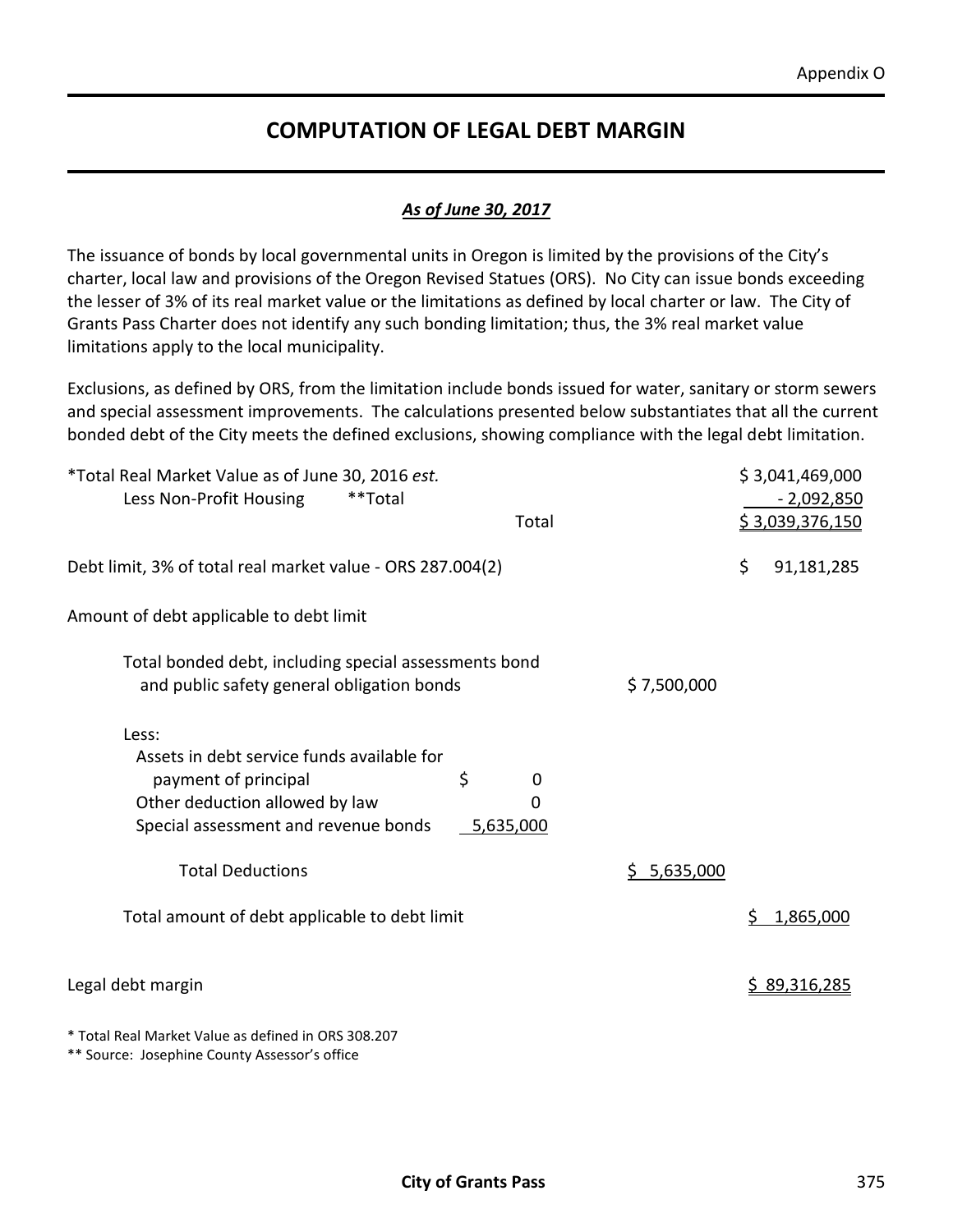Appendix O

# COMPUTATION OF LEGAL DEBT MARGIN

***As of June 30, 2017***

The issuance of bonds by local governmental units in Oregon is limited by the provisions of the City's charter, local law and provisions of the Oregon Revised Statues (ORS). No City can issue bonds exceeding the lesser of 3% of its real market value or the limitations as defined by local charter or law. The City of Grants Pass Charter does not identify any such bonding limitation; thus, the 3% real market value limitations apply to the local municipality.

Exclusions, as defined by ORS, from the limitation include bonds issued for water, sanitary or storm sewers and special assessment improvements. The calculations presented below substantiates that all the current bonded debt of the City meets the defined exclusions, showing compliance with the legal debt limitation.

| | | | |
|---|---|---|---|
| *Total Real Market Value as of June 30, 2016 *est.* | | | $ 3,041,469,000 |
| Less Non-Profit Housing **Total | | | - 2,092,850 |
| Total | | | $ 3,039,376,150 |
| Debt limit, 3% of total real market value - ORS 287.004(2) | | | $ 91,181,285 |
| Amount of debt applicable to debt limit | | | |
| Total bonded debt, including special assessments bond and public safety general obligation bonds | | $ 7,500,000 | |
| Less: | | | |
| Assets in debt service funds available for payment of principal | $ 0 | | |
| Other deduction allowed by law | 0 | | |
| Special assessment and revenue bonds | 5,635,000 | | |
| Total Deductions | | $ 5,635,000 | |
| Total amount of debt applicable to debt limit | | | $ 1,865,000 |
| Legal debt margin | | | $ 89,316,285 |

\* Total Real Market Value as defined in ORS 308.207

\*\* Source: Josephine County Assessor's office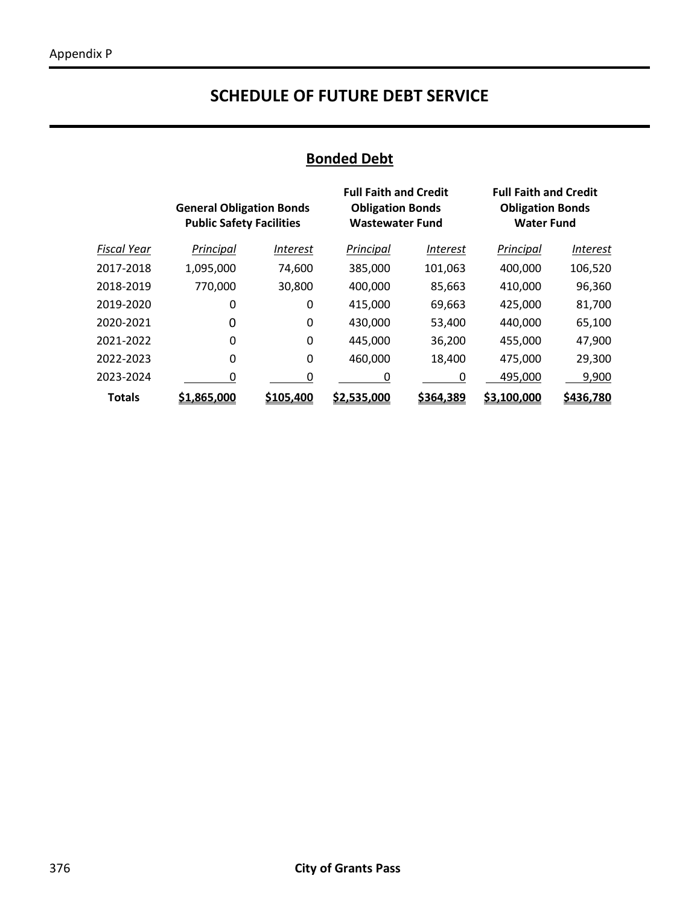# SCHEDULE OF FUTURE DEBT SERVICE

## Bonded Debt

| | General Obligation Bonds Public Safety Facilities | | Full Faith and Credit Obligation Bonds Wastewater Fund | | Full Faith and Credit Obligation Bonds Water Fund | |
|---|---|---|---|---|---|---|
| *Fiscal Year* | *Principal* | *Interest* | *Principal* | *Interest* | *Principal* | *Interest* |
| 2017-2018 | 1,095,000 | 74,600 | 385,000 | 101,063 | 400,000 | 106,520 |
| 2018-2019 | 770,000 | 30,800 | 400,000 | 85,663 | 410,000 | 96,360 |
| 2019-2020 | 0 | 0 | 415,000 | 69,663 | 425,000 | 81,700 |
| 2020-2021 | 0 | 0 | 430,000 | 53,400 | 440,000 | 65,100 |
| 2021-2022 | 0 | 0 | 445,000 | 36,200 | 455,000 | 47,900 |
| 2022-2023 | 0 | 0 | 460,000 | 18,400 | 475,000 | 29,300 |
| 2023-2024 | 0 | 0 | 0 | 0 | 495,000 | 9,900 |
| **Totals** | **$1,865,000** | **$105,400** | **$2,535,000** | **$364,389** | **$3,100,000** | **$436,780** |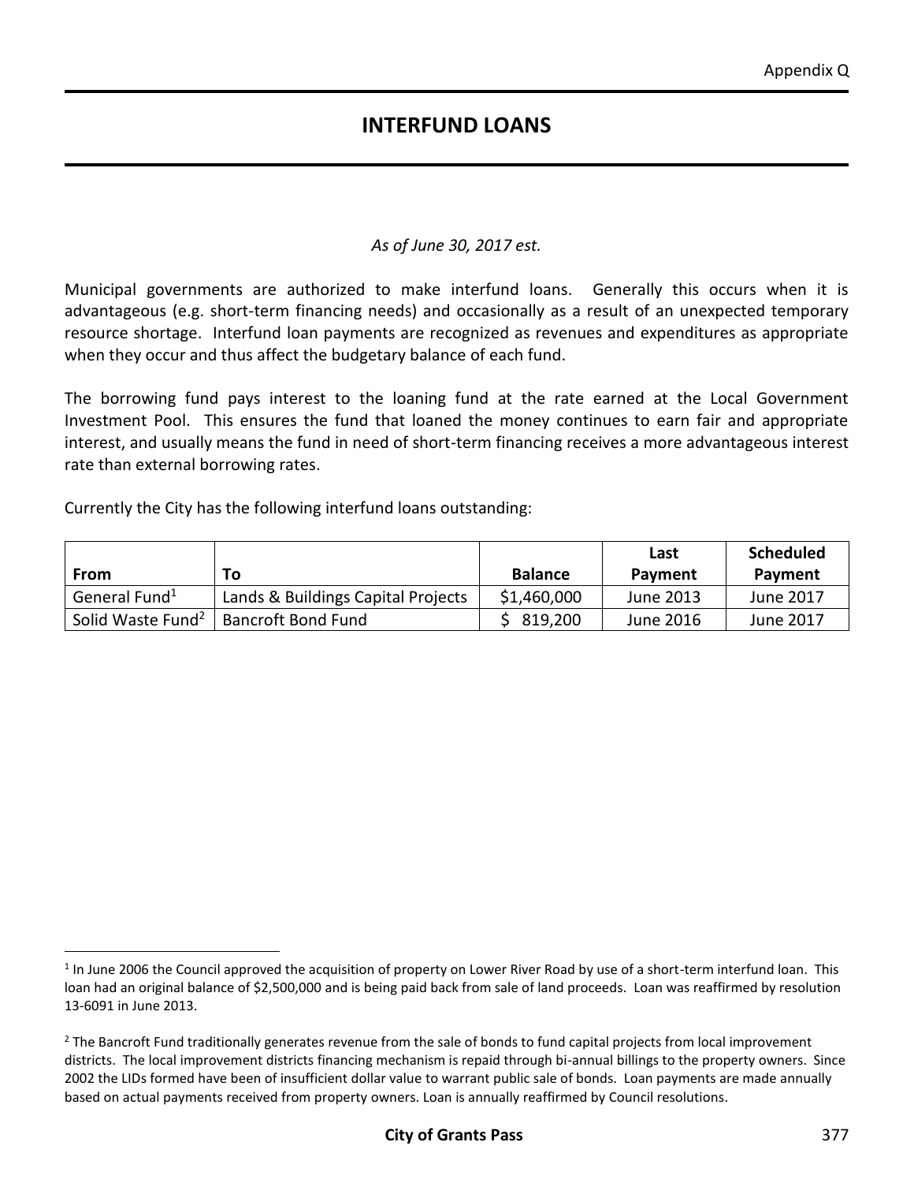# INTERFUND LOANS

*As of June 30, 2017 est.*

Municipal governments are authorized to make interfund loans. Generally this occurs when it is advantageous (e.g. short-term financing needs) and occasionally as a result of an unexpected temporary resource shortage. Interfund loan payments are recognized as revenues and expenditures as appropriate when they occur and thus affect the budgetary balance of each fund.

The borrowing fund pays interest to the loaning fund at the rate earned at the Local Government Investment Pool. This ensures the fund that loaned the money continues to earn fair and appropriate interest, and usually means the fund in need of short-term financing receives a more advantageous interest rate than external borrowing rates.

Currently the City has the following interfund loans outstanding:

| From | To | Balance | Last Payment | Scheduled Payment |
|---|---|---|---|---|
| General Fund[1] | Lands & Buildings Capital Projects | $1,460,000 | June 2013 | June 2017 |
| Solid Waste Fund[2] | Bancroft Bond Fund | $ 819,200 | June 2016 | June 2017 |

[1] In June 2006 the Council approved the acquisition of property on Lower River Road by use of a short-term interfund loan. This loan had an original balance of $2,500,000 and is being paid back from sale of land proceeds. Loan was reaffirmed by resolution 13-6091 in June 2013.

[2] The Bancroft Fund traditionally generates revenue from the sale of bonds to fund capital projects from local improvement districts. The local improvement districts financing mechanism is repaid through bi-annual billings to the property owners. Since 2002 the LIDs formed have been of insufficient dollar value to warrant public sale of bonds. Loan payments are made annually based on actual payments received from property owners. Loan is annually reaffirmed by Council resolutions.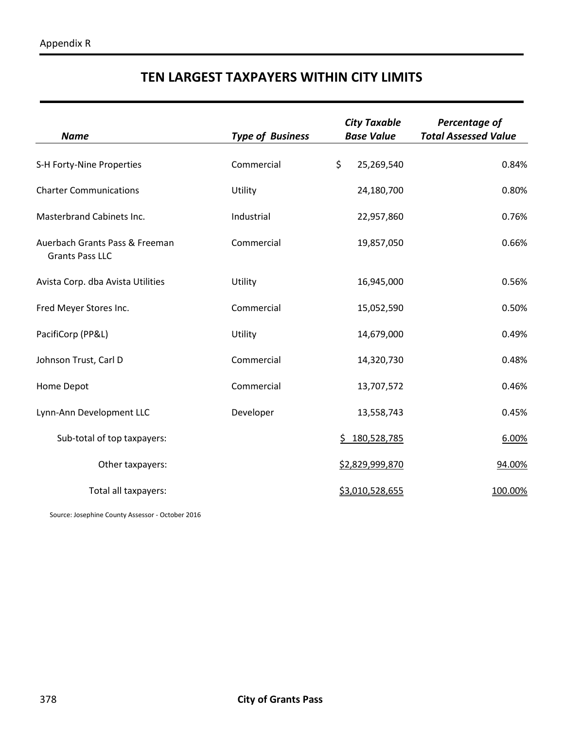Appendix R

# TEN LARGEST TAXPAYERS WITHIN CITY LIMITS

| *Name* | *Type of Business* | *City Taxable Base Value* | *Percentage of Total Assessed Value* |
|---|---|---|---|
| S-H Forty-Nine Properties | Commercial | $ 25,269,540 | 0.84% |
| Charter Communications | Utility | 24,180,700 | 0.80% |
| Masterbrand Cabinets Inc. | Industrial | 22,957,860 | 0.76% |
| Auerbach Grants Pass & Freeman Grants Pass LLC | Commercial | 19,857,050 | 0.66% |
| Avista Corp. dba Avista Utilities | Utility | 16,945,000 | 0.56% |
| Fred Meyer Stores Inc. | Commercial | 15,052,590 | 0.50% |
| PacifiCorp (PP&L) | Utility | 14,679,000 | 0.49% |
| Johnson Trust, Carl D | Commercial | 14,320,730 | 0.48% |
| Home Depot | Commercial | 13,707,572 | 0.46% |
| Lynn-Ann Development LLC | Developer | 13,558,743 | 0.45% |
| Sub-total of top taxpayers: | | $ 180,528,785 | 6.00% |
| Other taxpayers: | | $2,829,999,870 | 94.00% |
| Total all taxpayers: | | $3,010,528,655 | 100.00% |

Source: Josephine County Assessor - October 2016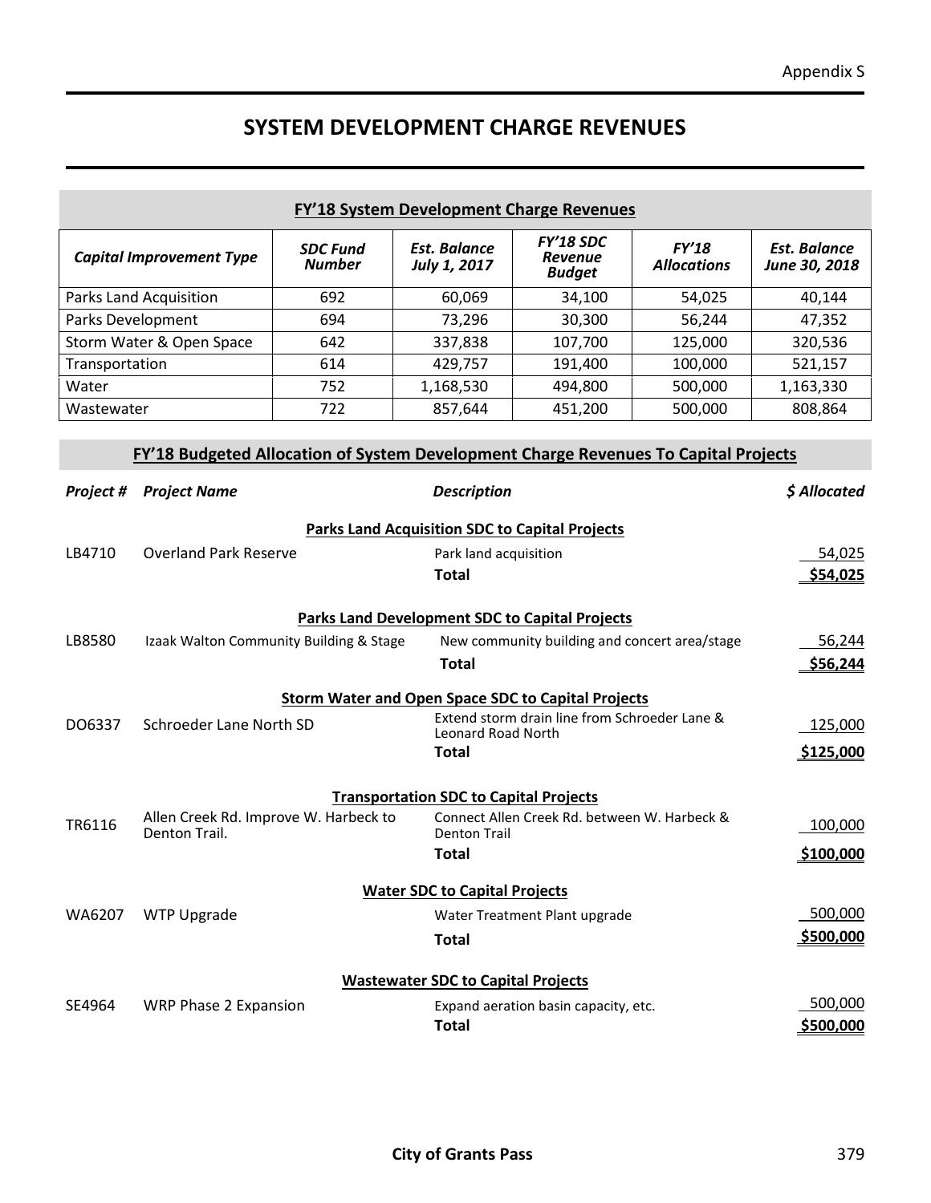Appendix S

# SYSTEM DEVELOPMENT CHARGE REVENUES

## FY'18 System Development Charge Revenues

| *Capital Improvement Type* | *SDC Fund Number* | *Est. Balance July 1, 2017* | *FY'18 SDC Revenue Budget* | *FY'18 Allocations* | *Est. Balance June 30, 2018* |
|---|---|---|---|---|---|
| Parks Land Acquisition | 692 | 60,069 | 34,100 | 54,025 | 40,144 |
| Parks Development | 694 | 73,296 | 30,300 | 56,244 | 47,352 |
| Storm Water & Open Space | 642 | 337,838 | 107,700 | 125,000 | 320,536 |
| Transportation | 614 | 429,757 | 191,400 | 100,000 | 521,157 |
| Water | 752 | 1,168,530 | 494,800 | 500,000 | 1,163,330 |
| Wastewater | 722 | 857,644 | 451,200 | 500,000 | 808,864 |

## FY'18 Budgeted Allocation of System Development Charge Revenues To Capital Projects

| *Project #* | *Project Name* | *Description* | *$ Allocated* |
|---|---|---|---|
| | | **Parks Land Acquisition SDC to Capital Projects** | |
| LB4710 | Overland Park Reserve | Park land acquisition | 54,025 |
| | | **Total** | **$54,025** |
| | | **Parks Land Development SDC to Capital Projects** | |
| LB8580 | Izaak Walton Community Building & Stage | New community building and concert area/stage | 56,244 |
| | | **Total** | **$56,244** |
| | | **Storm Water and Open Space SDC to Capital Projects** | |
| DO6337 | Schroeder Lane North SD | Extend storm drain line from Schroeder Lane & Leonard Road North | 125,000 |
| | | **Total** | **$125,000** |
| | | **Transportation SDC to Capital Projects** | |
| TR6116 | Allen Creek Rd. Improve W. Harbeck to Denton Trail. | Connect Allen Creek Rd. between W. Harbeck & Denton Trail | 100,000 |
| | | **Total** | **$100,000** |
| | | **Water SDC to Capital Projects** | |
| WA6207 | WTP Upgrade | Water Treatment Plant upgrade | 500,000 |
| | | **Total** | **$500,000** |
| | | **Wastewater SDC to Capital Projects** | |
| SE4964 | WRP Phase 2 Expansion | Expand aeration basin capacity, etc. | 500,000 |
| | | **Total** | **$500,000** |

**City of Grants Pass**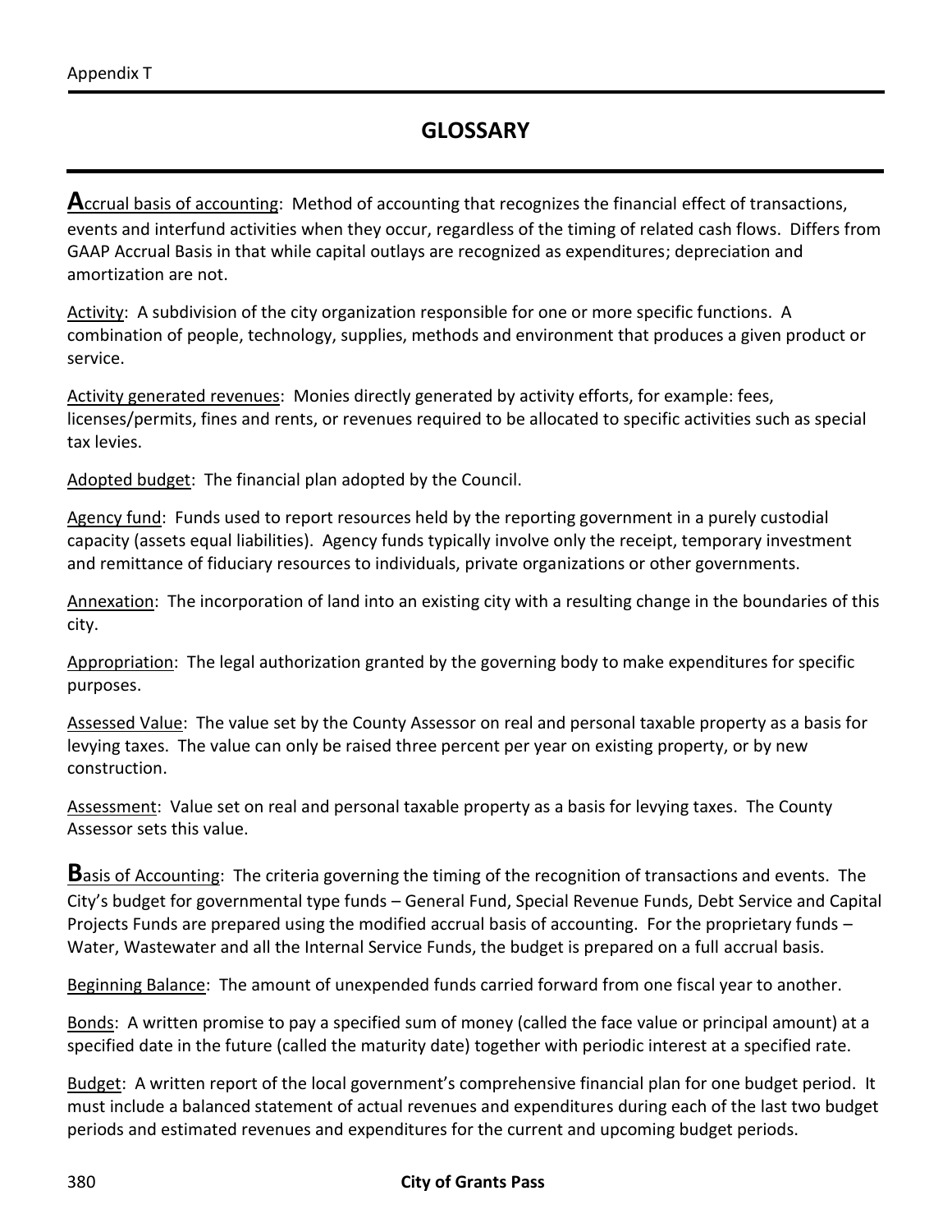Appendix T

# GLOSSARY

**A**ccrual basis of accounting: Method of accounting that recognizes the financial effect of transactions, events and interfund activities when they occur, regardless of the timing of related cash flows. Differs from GAAP Accrual Basis in that while capital outlays are recognized as expenditures; depreciation and amortization are not.

Activity: A subdivision of the city organization responsible for one or more specific functions. A combination of people, technology, supplies, methods and environment that produces a given product or service.

Activity generated revenues: Monies directly generated by activity efforts, for example: fees, licenses/permits, fines and rents, or revenues required to be allocated to specific activities such as special tax levies.

Adopted budget: The financial plan adopted by the Council.

Agency fund: Funds used to report resources held by the reporting government in a purely custodial capacity (assets equal liabilities). Agency funds typically involve only the receipt, temporary investment and remittance of fiduciary resources to individuals, private organizations or other governments.

Annexation: The incorporation of land into an existing city with a resulting change in the boundaries of this city.

Appropriation: The legal authorization granted by the governing body to make expenditures for specific purposes.

Assessed Value: The value set by the County Assessor on real and personal taxable property as a basis for levying taxes. The value can only be raised three percent per year on existing property, or by new construction.

Assessment: Value set on real and personal taxable property as a basis for levying taxes. The County Assessor sets this value.

**B**asis of Accounting: The criteria governing the timing of the recognition of transactions and events. The City's budget for governmental type funds – General Fund, Special Revenue Funds, Debt Service and Capital Projects Funds are prepared using the modified accrual basis of accounting. For the proprietary funds – Water, Wastewater and all the Internal Service Funds, the budget is prepared on a full accrual basis.

Beginning Balance: The amount of unexpended funds carried forward from one fiscal year to another.

Bonds: A written promise to pay a specified sum of money (called the face value or principal amount) at a specified date in the future (called the maturity date) together with periodic interest at a specified rate.

Budget: A written report of the local government's comprehensive financial plan for one budget period. It must include a balanced statement of actual revenues and expenditures during each of the last two budget periods and estimated revenues and expenditures for the current and upcoming budget periods.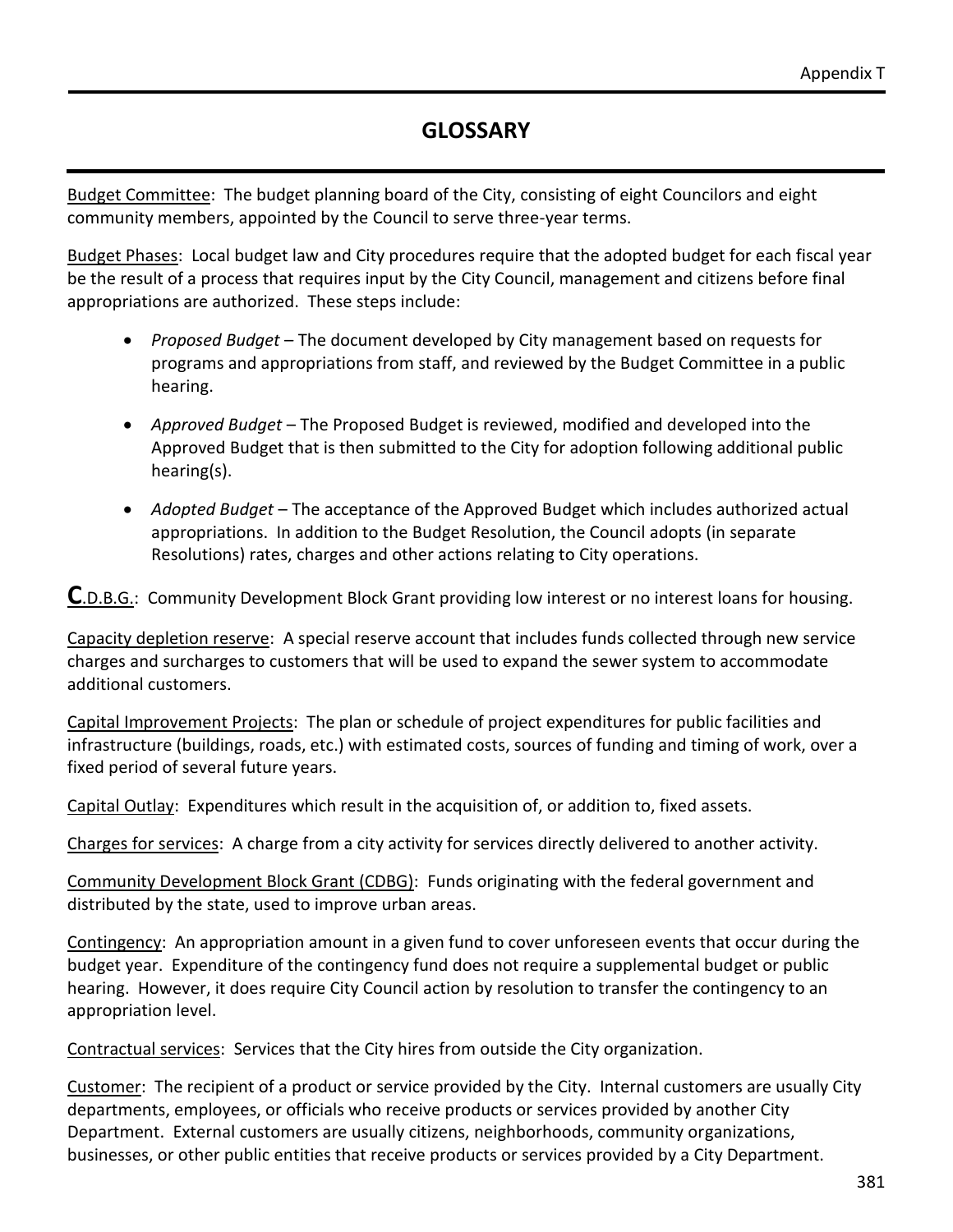# GLOSSARY

Budget Committee: The budget planning board of the City, consisting of eight Councilors and eight community members, appointed by the Council to serve three-year terms.

Budget Phases: Local budget law and City procedures require that the adopted budget for each fiscal year be the result of a process that requires input by the City Council, management and citizens before final appropriations are authorized. These steps include:

- *Proposed Budget* – The document developed by City management based on requests for programs and appropriations from staff, and reviewed by the Budget Committee in a public hearing.
- *Approved Budget* – The Proposed Budget is reviewed, modified and developed into the Approved Budget that is then submitted to the City for adoption following additional public hearing(s).
- *Adopted Budget* – The acceptance of the Approved Budget which includes authorized actual appropriations. In addition to the Budget Resolution, the Council adopts (in separate Resolutions) rates, charges and other actions relating to City operations.

**C**.D.B.G.: Community Development Block Grant providing low interest or no interest loans for housing.

Capacity depletion reserve: A special reserve account that includes funds collected through new service charges and surcharges to customers that will be used to expand the sewer system to accommodate additional customers.

Capital Improvement Projects: The plan or schedule of project expenditures for public facilities and infrastructure (buildings, roads, etc.) with estimated costs, sources of funding and timing of work, over a fixed period of several future years.

Capital Outlay: Expenditures which result in the acquisition of, or addition to, fixed assets.

Charges for services: A charge from a city activity for services directly delivered to another activity.

Community Development Block Grant (CDBG): Funds originating with the federal government and distributed by the state, used to improve urban areas.

Contingency: An appropriation amount in a given fund to cover unforeseen events that occur during the budget year. Expenditure of the contingency fund does not require a supplemental budget or public hearing. However, it does require City Council action by resolution to transfer the contingency to an appropriation level.

Contractual services: Services that the City hires from outside the City organization.

Customer: The recipient of a product or service provided by the City. Internal customers are usually City departments, employees, or officials who receive products or services provided by another City Department. External customers are usually citizens, neighborhoods, community organizations, businesses, or other public entities that receive products or services provided by a City Department.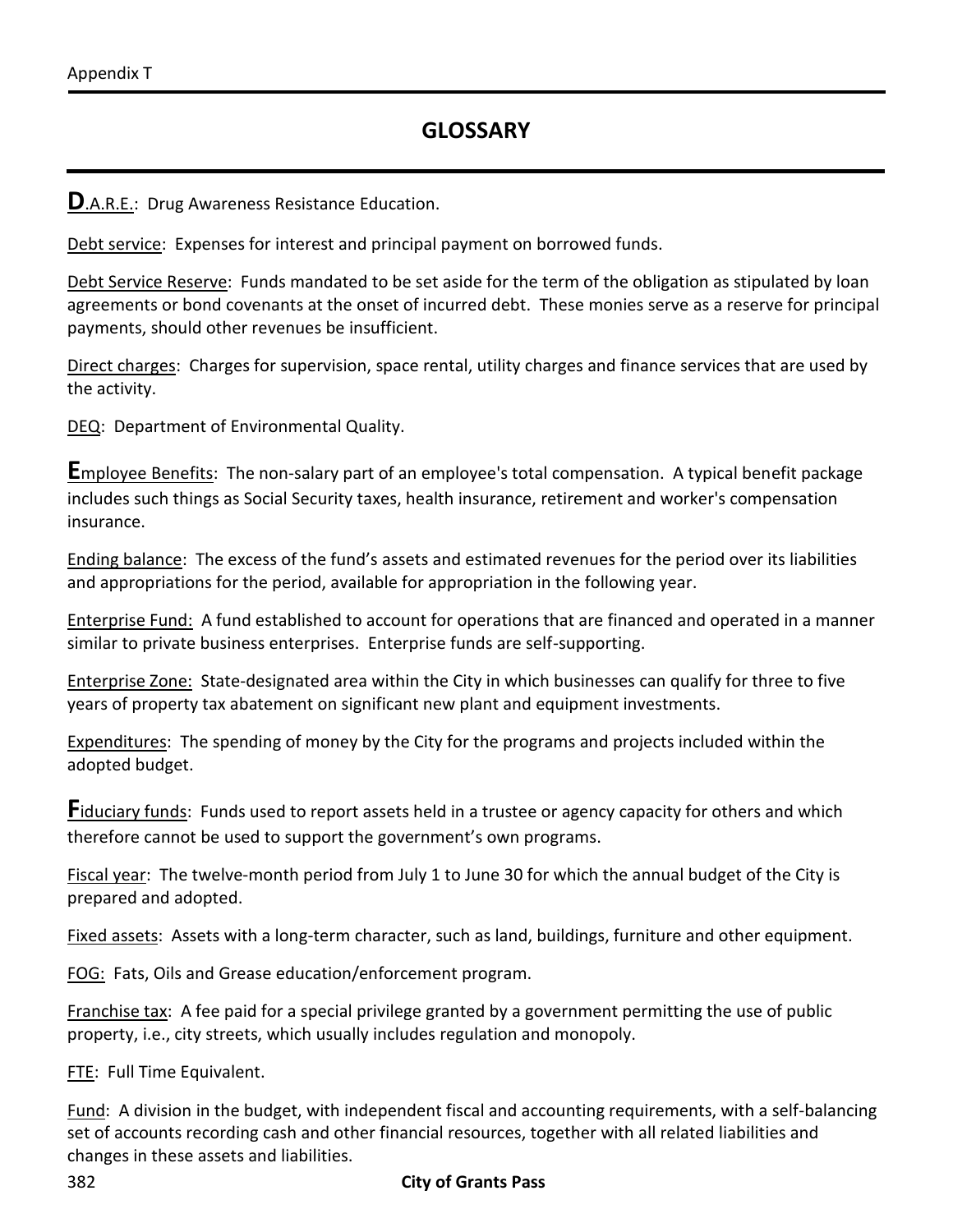# GLOSSARY

**D**.A.R.E.: Drug Awareness Resistance Education.

Debt service: Expenses for interest and principal payment on borrowed funds.

Debt Service Reserve: Funds mandated to be set aside for the term of the obligation as stipulated by loan agreements or bond covenants at the onset of incurred debt. These monies serve as a reserve for principal payments, should other revenues be insufficient.

Direct charges: Charges for supervision, space rental, utility charges and finance services that are used by the activity.

DEQ: Department of Environmental Quality.

**E**mployee Benefits: The non-salary part of an employee's total compensation. A typical benefit package includes such things as Social Security taxes, health insurance, retirement and worker's compensation insurance.

Ending balance: The excess of the fund's assets and estimated revenues for the period over its liabilities and appropriations for the period, available for appropriation in the following year.

Enterprise Fund: A fund established to account for operations that are financed and operated in a manner similar to private business enterprises. Enterprise funds are self-supporting.

Enterprise Zone: State-designated area within the City in which businesses can qualify for three to five years of property tax abatement on significant new plant and equipment investments.

Expenditures: The spending of money by the City for the programs and projects included within the adopted budget.

**F**iduciary funds: Funds used to report assets held in a trustee or agency capacity for others and which therefore cannot be used to support the government's own programs.

Fiscal year: The twelve-month period from July 1 to June 30 for which the annual budget of the City is prepared and adopted.

Fixed assets: Assets with a long-term character, such as land, buildings, furniture and other equipment.

FOG: Fats, Oils and Grease education/enforcement program.

Franchise tax: A fee paid for a special privilege granted by a government permitting the use of public property, i.e., city streets, which usually includes regulation and monopoly.

FTE: Full Time Equivalent.

Fund: A division in the budget, with independent fiscal and accounting requirements, with a self-balancing set of accounts recording cash and other financial resources, together with all related liabilities and changes in these assets and liabilities.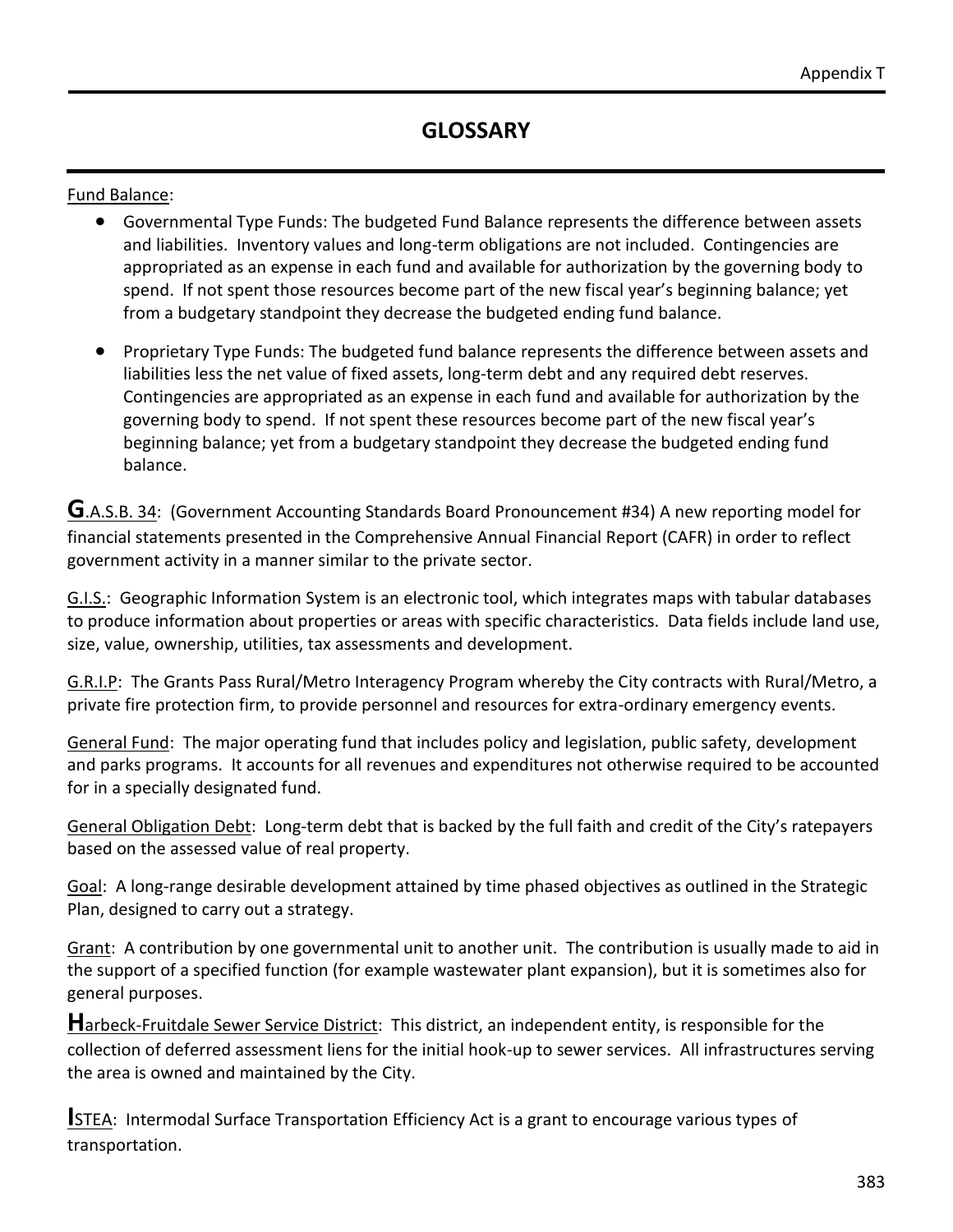# GLOSSARY

Fund Balance:

- Governmental Type Funds: The budgeted Fund Balance represents the difference between assets and liabilities. Inventory values and long-term obligations are not included. Contingencies are appropriated as an expense in each fund and available for authorization by the governing body to spend. If not spent those resources become part of the new fiscal year's beginning balance; yet from a budgetary standpoint they decrease the budgeted ending fund balance.

- Proprietary Type Funds: The budgeted fund balance represents the difference between assets and liabilities less the net value of fixed assets, long-term debt and any required debt reserves. Contingencies are appropriated as an expense in each fund and available for authorization by the governing body to spend. If not spent these resources become part of the new fiscal year's beginning balance; yet from a budgetary standpoint they decrease the budgeted ending fund balance.

**G**.A.S.B. 34: (Government Accounting Standards Board Pronouncement #34) A new reporting model for financial statements presented in the Comprehensive Annual Financial Report (CAFR) in order to reflect government activity in a manner similar to the private sector.

G.I.S.: Geographic Information System is an electronic tool, which integrates maps with tabular databases to produce information about properties or areas with specific characteristics. Data fields include land use, size, value, ownership, utilities, tax assessments and development.

G.R.I.P: The Grants Pass Rural/Metro Interagency Program whereby the City contracts with Rural/Metro, a private fire protection firm, to provide personnel and resources for extra-ordinary emergency events.

General Fund: The major operating fund that includes policy and legislation, public safety, development and parks programs. It accounts for all revenues and expenditures not otherwise required to be accounted for in a specially designated fund.

General Obligation Debt: Long-term debt that is backed by the full faith and credit of the City's ratepayers based on the assessed value of real property.

Goal: A long-range desirable development attained by time phased objectives as outlined in the Strategic Plan, designed to carry out a strategy.

Grant: A contribution by one governmental unit to another unit. The contribution is usually made to aid in the support of a specified function (for example wastewater plant expansion), but it is sometimes also for general purposes.

**H**arbeck-Fruitdale Sewer Service District: This district, an independent entity, is responsible for the collection of deferred assessment liens for the initial hook-up to sewer services. All infrastructures serving the area is owned and maintained by the City.

**I**STEA: Intermodal Surface Transportation Efficiency Act is a grant to encourage various types of transportation.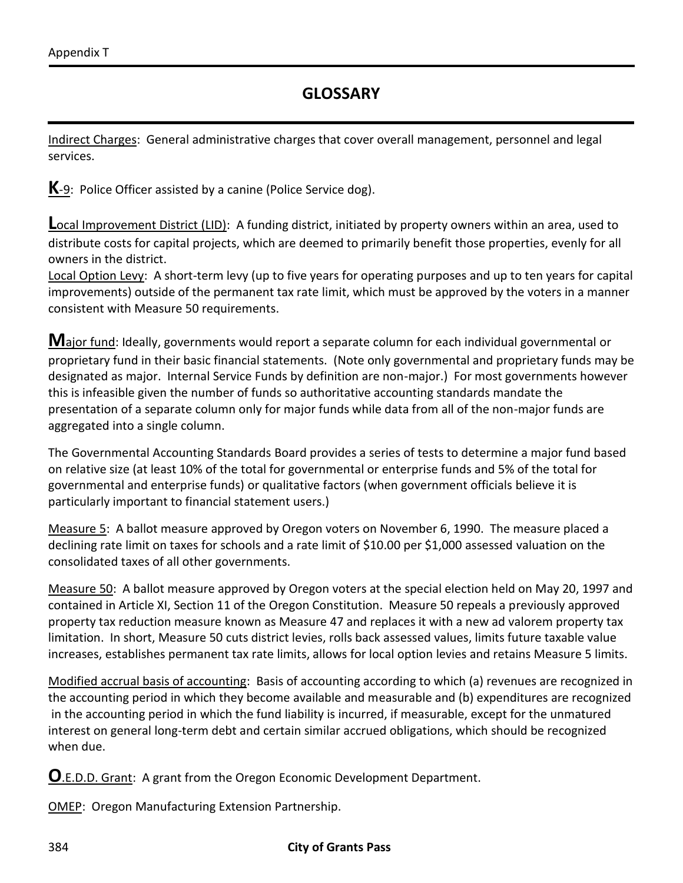## GLOSSARY

Indirect Charges: General administrative charges that cover overall management, personnel and legal services.

**K**-9: Police Officer assisted by a canine (Police Service dog).

**L**ocal Improvement District (LID): A funding district, initiated by property owners within an area, used to distribute costs for capital projects, which are deemed to primarily benefit those properties, evenly for all owners in the district.

Local Option Levy: A short-term levy (up to five years for operating purposes and up to ten years for capital improvements) outside of the permanent tax rate limit, which must be approved by the voters in a manner consistent with Measure 50 requirements.

**M**ajor fund: Ideally, governments would report a separate column for each individual governmental or proprietary fund in their basic financial statements. (Note only governmental and proprietary funds may be designated as major. Internal Service Funds by definition are non-major.) For most governments however this is infeasible given the number of funds so authoritative accounting standards mandate the presentation of a separate column only for major funds while data from all of the non-major funds are aggregated into a single column.

The Governmental Accounting Standards Board provides a series of tests to determine a major fund based on relative size (at least 10% of the total for governmental or enterprise funds and 5% of the total for governmental and enterprise funds) or qualitative factors (when government officials believe it is particularly important to financial statement users.)

Measure 5: A ballot measure approved by Oregon voters on November 6, 1990. The measure placed a declining rate limit on taxes for schools and a rate limit of $10.00 per $1,000 assessed valuation on the consolidated taxes of all other governments.

Measure 50: A ballot measure approved by Oregon voters at the special election held on May 20, 1997 and contained in Article XI, Section 11 of the Oregon Constitution. Measure 50 repeals a previously approved property tax reduction measure known as Measure 47 and replaces it with a new ad valorem property tax limitation. In short, Measure 50 cuts district levies, rolls back assessed values, limits future taxable value increases, establishes permanent tax rate limits, allows for local option levies and retains Measure 5 limits.

Modified accrual basis of accounting: Basis of accounting according to which (a) revenues are recognized in the accounting period in which they become available and measurable and (b) expenditures are recognized in the accounting period in which the fund liability is incurred, if measurable, except for the unmatured interest on general long-term debt and certain similar accrued obligations, which should be recognized when due.

**O**.E.D.D. Grant: A grant from the Oregon Economic Development Department.

OMEP: Oregon Manufacturing Extension Partnership.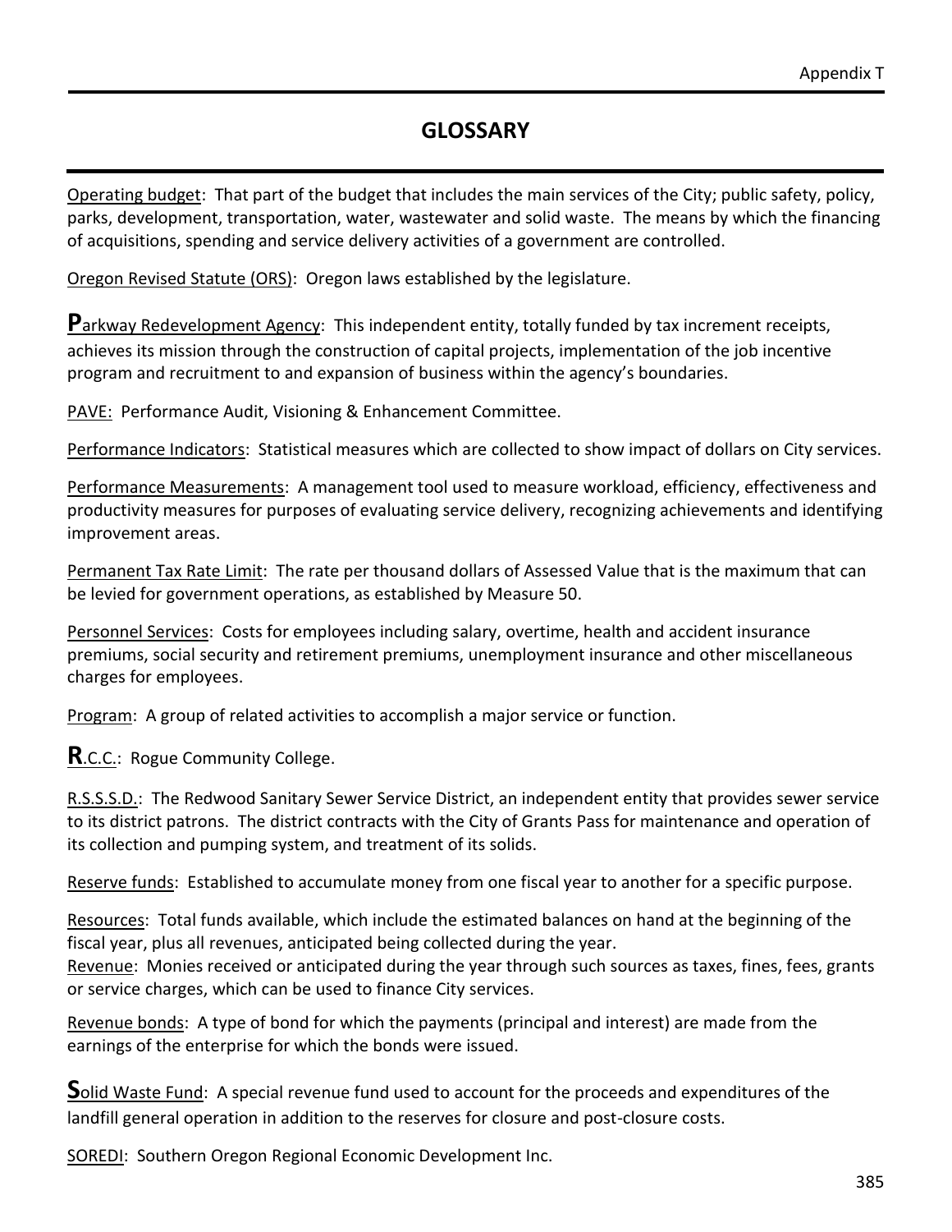## GLOSSARY

Operating budget: That part of the budget that includes the main services of the City; public safety, policy, parks, development, transportation, water, wastewater and solid waste. The means by which the financing of acquisitions, spending and service delivery activities of a government are controlled.

Oregon Revised Statute (ORS): Oregon laws established by the legislature.

**P**arkway Redevelopment Agency: This independent entity, totally funded by tax increment receipts, achieves its mission through the construction of capital projects, implementation of the job incentive program and recruitment to and expansion of business within the agency's boundaries.

PAVE: Performance Audit, Visioning & Enhancement Committee.

Performance Indicators: Statistical measures which are collected to show impact of dollars on City services.

Performance Measurements: A management tool used to measure workload, efficiency, effectiveness and productivity measures for purposes of evaluating service delivery, recognizing achievements and identifying improvement areas.

Permanent Tax Rate Limit: The rate per thousand dollars of Assessed Value that is the maximum that can be levied for government operations, as established by Measure 50.

Personnel Services: Costs for employees including salary, overtime, health and accident insurance premiums, social security and retirement premiums, unemployment insurance and other miscellaneous charges for employees.

Program: A group of related activities to accomplish a major service or function.

**R**.C.C.: Rogue Community College.

R.S.S.S.D.: The Redwood Sanitary Sewer Service District, an independent entity that provides sewer service to its district patrons. The district contracts with the City of Grants Pass for maintenance and operation of its collection and pumping system, and treatment of its solids.

Reserve funds: Established to accumulate money from one fiscal year to another for a specific purpose.

Resources: Total funds available, which include the estimated balances on hand at the beginning of the fiscal year, plus all revenues, anticipated being collected during the year.

Revenue: Monies received or anticipated during the year through such sources as taxes, fines, fees, grants or service charges, which can be used to finance City services.

Revenue bonds: A type of bond for which the payments (principal and interest) are made from the earnings of the enterprise for which the bonds were issued.

**S**olid Waste Fund: A special revenue fund used to account for the proceeds and expenditures of the landfill general operation in addition to the reserves for closure and post-closure costs.

SOREDI: Southern Oregon Regional Economic Development Inc.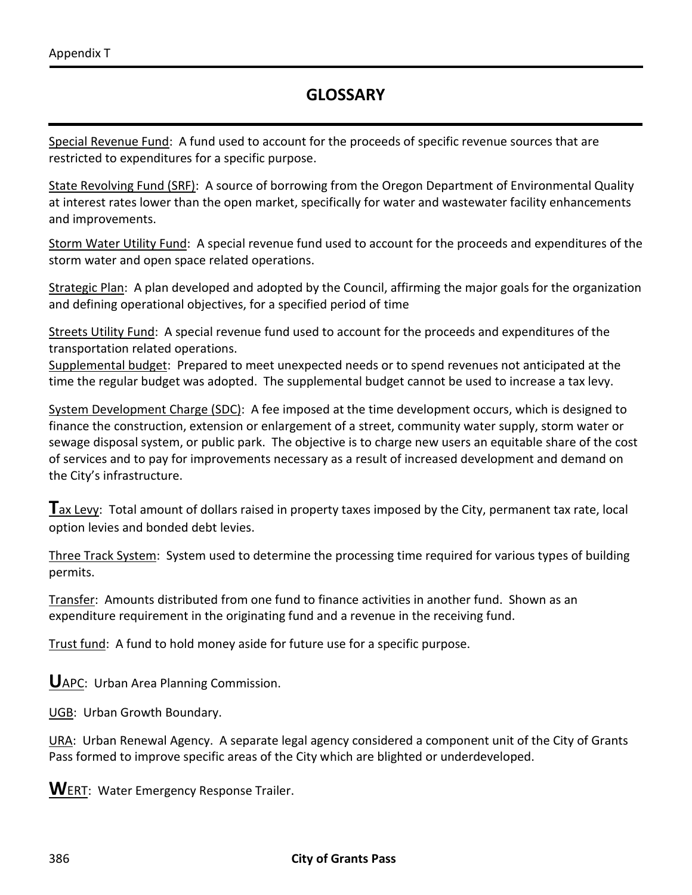# GLOSSARY

Special Revenue Fund: A fund used to account for the proceeds of specific revenue sources that are restricted to expenditures for a specific purpose.

State Revolving Fund (SRF): A source of borrowing from the Oregon Department of Environmental Quality at interest rates lower than the open market, specifically for water and wastewater facility enhancements and improvements.

Storm Water Utility Fund: A special revenue fund used to account for the proceeds and expenditures of the storm water and open space related operations.

Strategic Plan: A plan developed and adopted by the Council, affirming the major goals for the organization and defining operational objectives, for a specified period of time

Streets Utility Fund: A special revenue fund used to account for the proceeds and expenditures of the transportation related operations.

Supplemental budget: Prepared to meet unexpected needs or to spend revenues not anticipated at the time the regular budget was adopted. The supplemental budget cannot be used to increase a tax levy.

System Development Charge (SDC): A fee imposed at the time development occurs, which is designed to finance the construction, extension or enlargement of a street, community water supply, storm water or sewage disposal system, or public park. The objective is to charge new users an equitable share of the cost of services and to pay for improvements necessary as a result of increased development and demand on the City's infrastructure.

**T**ax Levy: Total amount of dollars raised in property taxes imposed by the City, permanent tax rate, local option levies and bonded debt levies.

Three Track System: System used to determine the processing time required for various types of building permits.

Transfer: Amounts distributed from one fund to finance activities in another fund. Shown as an expenditure requirement in the originating fund and a revenue in the receiving fund.

Trust fund: A fund to hold money aside for future use for a specific purpose.

**U**APC: Urban Area Planning Commission.

UGB: Urban Growth Boundary.

URA: Urban Renewal Agency. A separate legal agency considered a component unit of the City of Grants Pass formed to improve specific areas of the City which are blighted or underdeveloped.

**W**ERT: Water Emergency Response Trailer.